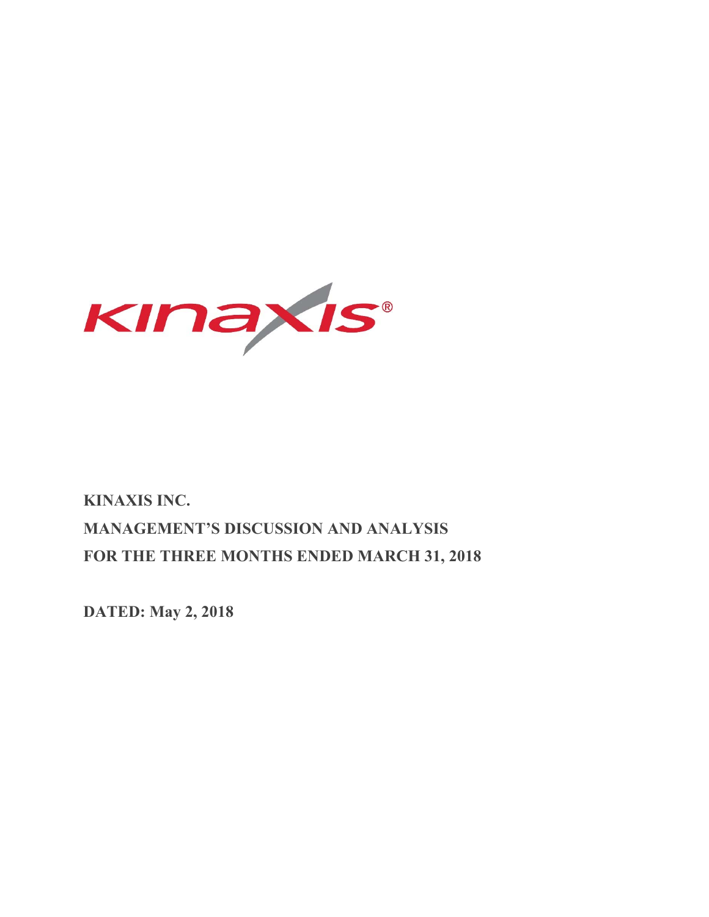# KINAXIS INC.

# MANAGEMENT'S DISCUSSION AND ANALYSIS

# FOR THE THREE MONTHS ENDED MARCH 31, 2018

**DATED: May 2, 2018**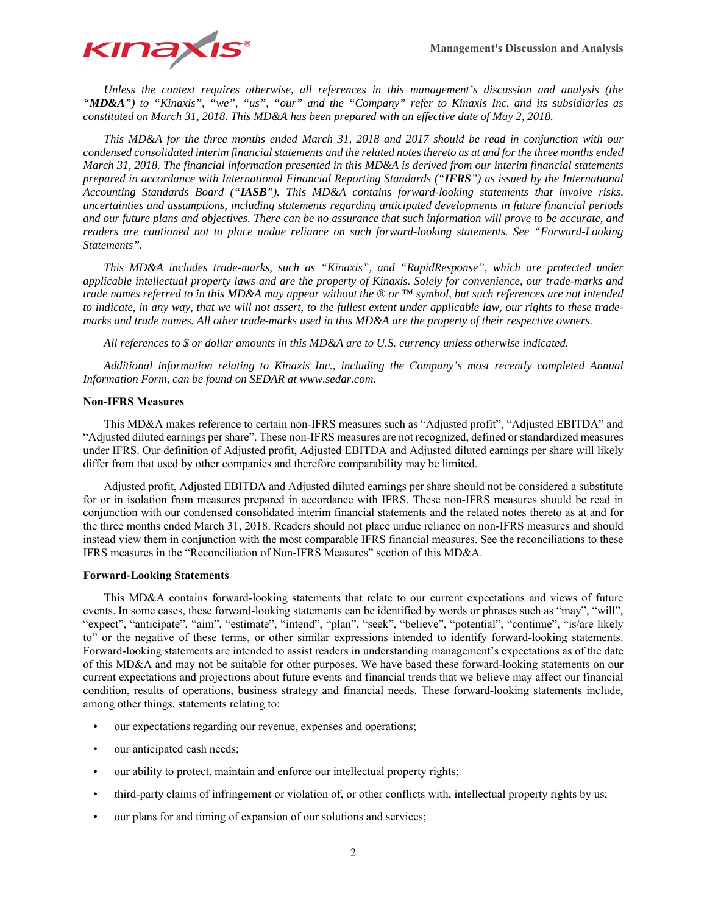*Unless the context requires otherwise, all references in this management's discussion and analysis (the "**MD&A**") to "Kinaxis", "we", "us", "our" and the "Company" refer to Kinaxis Inc. and its subsidiaries as constituted on March 31, 2018. This MD&A has been prepared with an effective date of May 2, 2018.*

*This MD&A for the three months ended March 31, 2018 and 2017 should be read in conjunction with our condensed consolidated interim financial statements and the related notes thereto as at and for the three months ended March 31, 2018. The financial information presented in this MD&A is derived from our interim financial statements prepared in accordance with International Financial Reporting Standards ("**IFRS**") as issued by the International Accounting Standards Board ("**IASB**"). This MD&A contains forward-looking statements that involve risks, uncertainties and assumptions, including statements regarding anticipated developments in future financial periods and our future plans and objectives. There can be no assurance that such information will prove to be accurate, and readers are cautioned not to place undue reliance on such forward-looking statements. See "Forward-Looking Statements".*

*This MD&A includes trade-marks, such as "Kinaxis", and "RapidResponse", which are protected under applicable intellectual property laws and are the property of Kinaxis. Solely for convenience, our trade-marks and trade names referred to in this MD&A may appear without the ® or ™ symbol, but such references are not intended to indicate, in any way, that we will not assert, to the fullest extent under applicable law, our rights to these trade-marks and trade names. All other trade-marks used in this MD&A are the property of their respective owners.*

*All references to $ or dollar amounts in this MD&A are to U.S. currency unless otherwise indicated.*

*Additional information relating to Kinaxis Inc., including the Company's most recently completed Annual Information Form, can be found on SEDAR at www.sedar.com.*

**Non-IFRS Measures**

This MD&A makes reference to certain non-IFRS measures such as "Adjusted profit", "Adjusted EBITDA" and "Adjusted diluted earnings per share". These non-IFRS measures are not recognized, defined or standardized measures under IFRS. Our definition of Adjusted profit, Adjusted EBITDA and Adjusted diluted earnings per share will likely differ from that used by other companies and therefore comparability may be limited.

Adjusted profit, Adjusted EBITDA and Adjusted diluted earnings per share should not be considered a substitute for or in isolation from measures prepared in accordance with IFRS. These non-IFRS measures should be read in conjunction with our condensed consolidated interim financial statements and the related notes thereto as at and for the three months ended March 31, 2018. Readers should not place undue reliance on non-IFRS measures and should instead view them in conjunction with the most comparable IFRS financial measures. See the reconciliations to these IFRS measures in the "Reconciliation of Non-IFRS Measures" section of this MD&A.

**Forward-Looking Statements**

This MD&A contains forward-looking statements that relate to our current expectations and views of future events. In some cases, these forward-looking statements can be identified by words or phrases such as "may", "will", "expect", "anticipate", "aim", "estimate", "intend", "plan", "seek", "believe", "potential", "continue", "is/are likely to" or the negative of these terms, or other similar expressions intended to identify forward-looking statements. Forward-looking statements are intended to assist readers in understanding management's expectations as of the date of this MD&A and may not be suitable for other purposes. We have based these forward-looking statements on our current expectations and projections about future events and financial trends that we believe may affect our financial condition, results of operations, business strategy and financial needs. These forward-looking statements include, among other things, statements relating to:

- our expectations regarding our revenue, expenses and operations;
- our anticipated cash needs;
- our ability to protect, maintain and enforce our intellectual property rights;
- third-party claims of infringement or violation of, or other conflicts with, intellectual property rights by us;
- our plans for and timing of expansion of our solutions and services;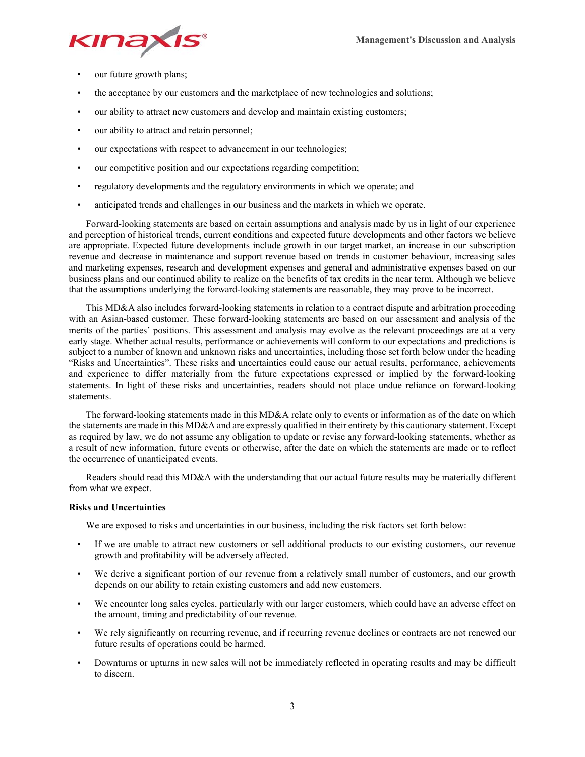- our future growth plans;
- the acceptance by our customers and the marketplace of new technologies and solutions;
- our ability to attract new customers and develop and maintain existing customers;
- our ability to attract and retain personnel;
- our expectations with respect to advancement in our technologies;
- our competitive position and our expectations regarding competition;
- regulatory developments and the regulatory environments in which we operate; and
- anticipated trends and challenges in our business and the markets in which we operate.

Forward-looking statements are based on certain assumptions and analysis made by us in light of our experience and perception of historical trends, current conditions and expected future developments and other factors we believe are appropriate. Expected future developments include growth in our target market, an increase in our subscription revenue and decrease in maintenance and support revenue based on trends in customer behaviour, increasing sales and marketing expenses, research and development expenses and general and administrative expenses based on our business plans and our continued ability to realize on the benefits of tax credits in the near term. Although we believe that the assumptions underlying the forward-looking statements are reasonable, they may prove to be incorrect.

This MD&A also includes forward-looking statements in relation to a contract dispute and arbitration proceeding with an Asian-based customer. These forward-looking statements are based on our assessment and analysis of the merits of the parties' positions. This assessment and analysis may evolve as the relevant proceedings are at a very early stage. Whether actual results, performance or achievements will conform to our expectations and predictions is subject to a number of known and unknown risks and uncertainties, including those set forth below under the heading "Risks and Uncertainties". These risks and uncertainties could cause our actual results, performance, achievements and experience to differ materially from the future expectations expressed or implied by the forward-looking statements. In light of these risks and uncertainties, readers should not place undue reliance on forward-looking statements.

The forward-looking statements made in this MD&A relate only to events or information as of the date on which the statements are made in this MD&A and are expressly qualified in their entirety by this cautionary statement. Except as required by law, we do not assume any obligation to update or revise any forward-looking statements, whether as a result of new information, future events or otherwise, after the date on which the statements are made or to reflect the occurrence of unanticipated events.

Readers should read this MD&A with the understanding that our actual future results may be materially different from what we expect.

**Risks and Uncertainties**

We are exposed to risks and uncertainties in our business, including the risk factors set forth below:

- If we are unable to attract new customers or sell additional products to our existing customers, our revenue growth and profitability will be adversely affected.
- We derive a significant portion of our revenue from a relatively small number of customers, and our growth depends on our ability to retain existing customers and add new customers.
- We encounter long sales cycles, particularly with our larger customers, which could have an adverse effect on the amount, timing and predictability of our revenue.
- We rely significantly on recurring revenue, and if recurring revenue declines or contracts are not renewed our future results of operations could be harmed.
- Downturns or upturns in new sales will not be immediately reflected in operating results and may be difficult to discern.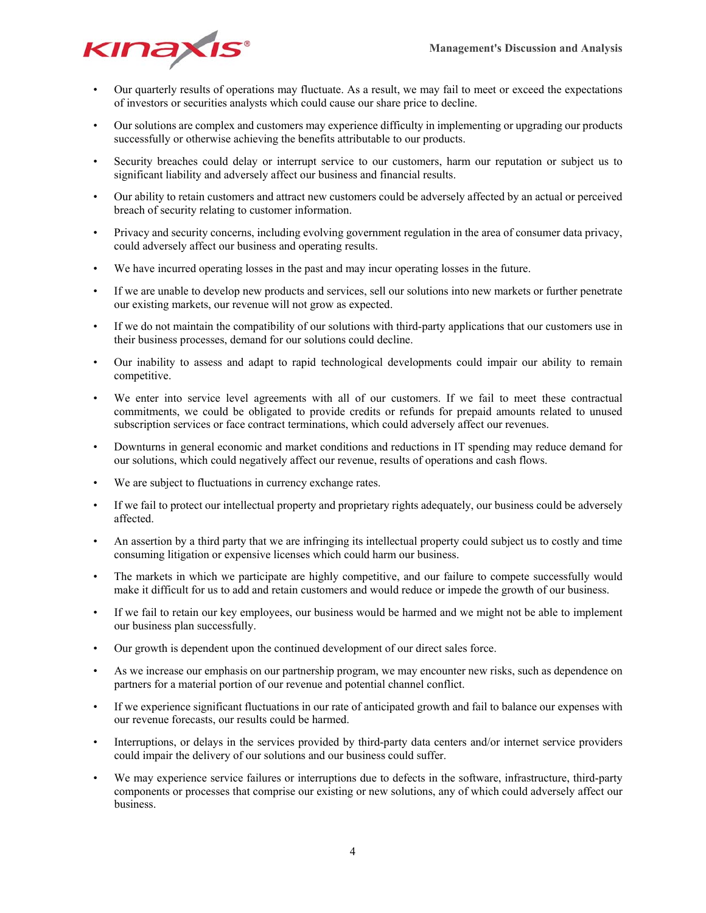- Our quarterly results of operations may fluctuate. As a result, we may fail to meet or exceed the expectations of investors or securities analysts which could cause our share price to decline.
- Our solutions are complex and customers may experience difficulty in implementing or upgrading our products successfully or otherwise achieving the benefits attributable to our products.
- Security breaches could delay or interrupt service to our customers, harm our reputation or subject us to significant liability and adversely affect our business and financial results.
- Our ability to retain customers and attract new customers could be adversely affected by an actual or perceived breach of security relating to customer information.
- Privacy and security concerns, including evolving government regulation in the area of consumer data privacy, could adversely affect our business and operating results.
- We have incurred operating losses in the past and may incur operating losses in the future.
- If we are unable to develop new products and services, sell our solutions into new markets or further penetrate our existing markets, our revenue will not grow as expected.
- If we do not maintain the compatibility of our solutions with third-party applications that our customers use in their business processes, demand for our solutions could decline.
- Our inability to assess and adapt to rapid technological developments could impair our ability to remain competitive.
- We enter into service level agreements with all of our customers. If we fail to meet these contractual commitments, we could be obligated to provide credits or refunds for prepaid amounts related to unused subscription services or face contract terminations, which could adversely affect our revenues.
- Downturns in general economic and market conditions and reductions in IT spending may reduce demand for our solutions, which could negatively affect our revenue, results of operations and cash flows.
- We are subject to fluctuations in currency exchange rates.
- If we fail to protect our intellectual property and proprietary rights adequately, our business could be adversely affected.
- An assertion by a third party that we are infringing its intellectual property could subject us to costly and time consuming litigation or expensive licenses which could harm our business.
- The markets in which we participate are highly competitive, and our failure to compete successfully would make it difficult for us to add and retain customers and would reduce or impede the growth of our business.
- If we fail to retain our key employees, our business would be harmed and we might not be able to implement our business plan successfully.
- Our growth is dependent upon the continued development of our direct sales force.
- As we increase our emphasis on our partnership program, we may encounter new risks, such as dependence on partners for a material portion of our revenue and potential channel conflict.
- If we experience significant fluctuations in our rate of anticipated growth and fail to balance our expenses with our revenue forecasts, our results could be harmed.
- Interruptions, or delays in the services provided by third-party data centers and/or internet service providers could impair the delivery of our solutions and our business could suffer.
- We may experience service failures or interruptions due to defects in the software, infrastructure, third-party components or processes that comprise our existing or new solutions, any of which could adversely affect our business.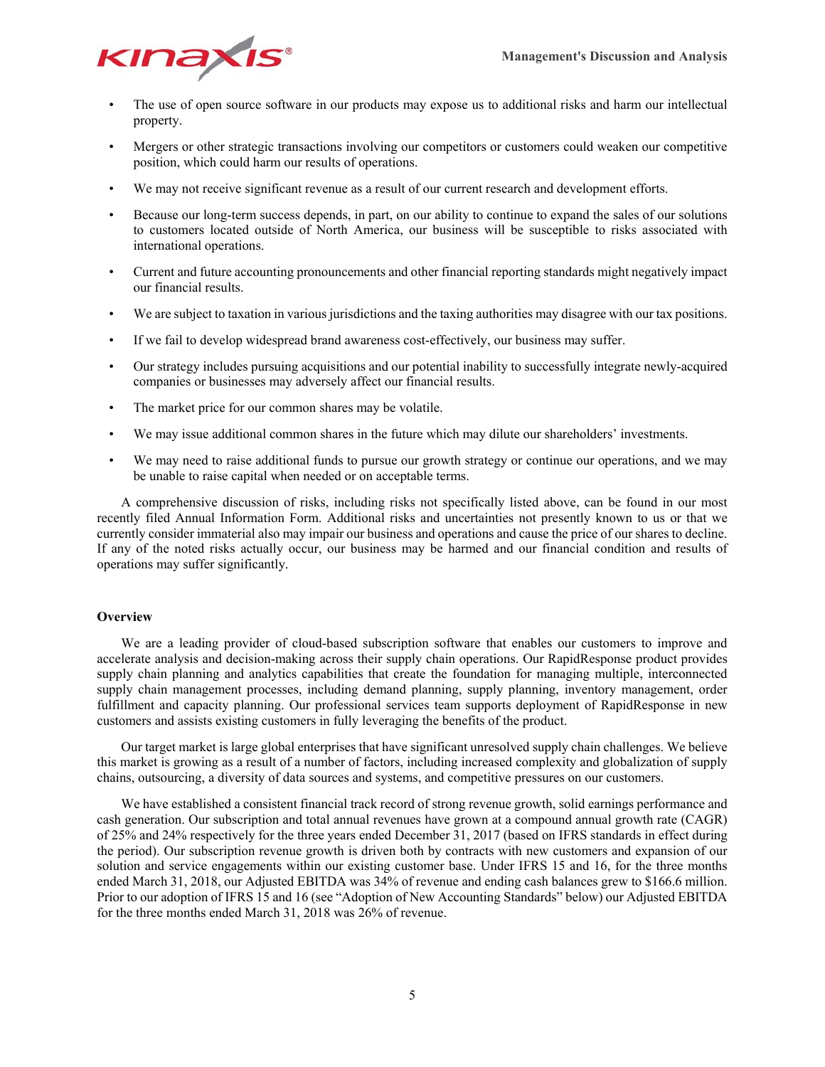- The use of open source software in our products may expose us to additional risks and harm our intellectual property.
- Mergers or other strategic transactions involving our competitors or customers could weaken our competitive position, which could harm our results of operations.
- We may not receive significant revenue as a result of our current research and development efforts.
- Because our long-term success depends, in part, on our ability to continue to expand the sales of our solutions to customers located outside of North America, our business will be susceptible to risks associated with international operations.
- Current and future accounting pronouncements and other financial reporting standards might negatively impact our financial results.
- We are subject to taxation in various jurisdictions and the taxing authorities may disagree with our tax positions.
- If we fail to develop widespread brand awareness cost-effectively, our business may suffer.
- Our strategy includes pursuing acquisitions and our potential inability to successfully integrate newly-acquired companies or businesses may adversely affect our financial results.
- The market price for our common shares may be volatile.
- We may issue additional common shares in the future which may dilute our shareholders' investments.
- We may need to raise additional funds to pursue our growth strategy or continue our operations, and we may be unable to raise capital when needed or on acceptable terms.

A comprehensive discussion of risks, including risks not specifically listed above, can be found in our most recently filed Annual Information Form. Additional risks and uncertainties not presently known to us or that we currently consider immaterial also may impair our business and operations and cause the price of our shares to decline. If any of the noted risks actually occur, our business may be harmed and our financial condition and results of operations may suffer significantly.

## Overview

We are a leading provider of cloud-based subscription software that enables our customers to improve and accelerate analysis and decision-making across their supply chain operations. Our RapidResponse product provides supply chain planning and analytics capabilities that create the foundation for managing multiple, interconnected supply chain management processes, including demand planning, supply planning, inventory management, order fulfillment and capacity planning. Our professional services team supports deployment of RapidResponse in new customers and assists existing customers in fully leveraging the benefits of the product.

Our target market is large global enterprises that have significant unresolved supply chain challenges. We believe this market is growing as a result of a number of factors, including increased complexity and globalization of supply chains, outsourcing, a diversity of data sources and systems, and competitive pressures on our customers.

We have established a consistent financial track record of strong revenue growth, solid earnings performance and cash generation. Our subscription and total annual revenues have grown at a compound annual growth rate (CAGR) of 25% and 24% respectively for the three years ended December 31, 2017 (based on IFRS standards in effect during the period). Our subscription revenue growth is driven both by contracts with new customers and expansion of our solution and service engagements within our existing customer base. Under IFRS 15 and 16, for the three months ended March 31, 2018, our Adjusted EBITDA was 34% of revenue and ending cash balances grew to $166.6 million. Prior to our adoption of IFRS 15 and 16 (see "Adoption of New Accounting Standards" below) our Adjusted EBITDA for the three months ended March 31, 2018 was 26% of revenue.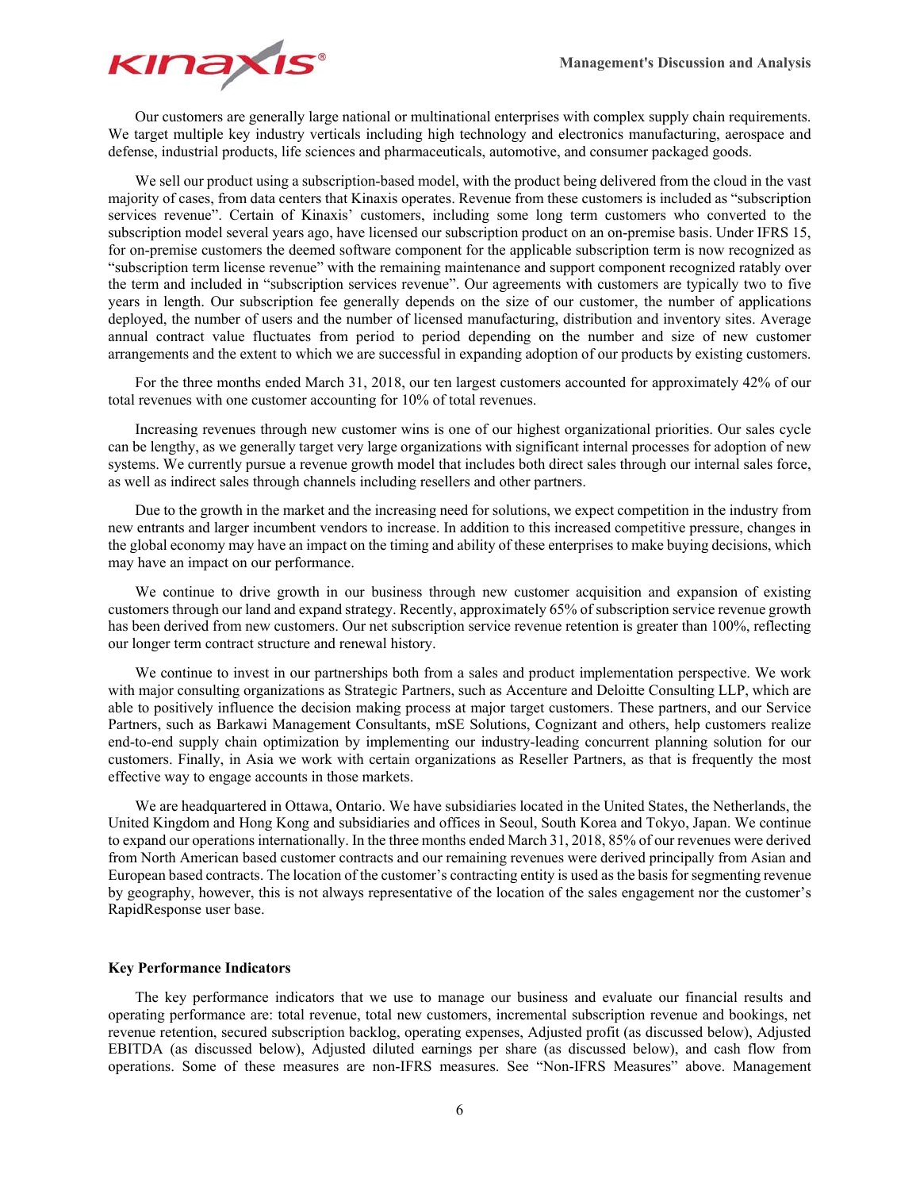Our customers are generally large national or multinational enterprises with complex supply chain requirements. We target multiple key industry verticals including high technology and electronics manufacturing, aerospace and defense, industrial products, life sciences and pharmaceuticals, automotive, and consumer packaged goods.

We sell our product using a subscription-based model, with the product being delivered from the cloud in the vast majority of cases, from data centers that Kinaxis operates. Revenue from these customers is included as "subscription services revenue". Certain of Kinaxis' customers, including some long term customers who converted to the subscription model several years ago, have licensed our subscription product on an on-premise basis. Under IFRS 15, for on-premise customers the deemed software component for the applicable subscription term is now recognized as "subscription term license revenue" with the remaining maintenance and support component recognized ratably over the term and included in "subscription services revenue". Our agreements with customers are typically two to five years in length. Our subscription fee generally depends on the size of our customer, the number of applications deployed, the number of users and the number of licensed manufacturing, distribution and inventory sites. Average annual contract value fluctuates from period to period depending on the number and size of new customer arrangements and the extent to which we are successful in expanding adoption of our products by existing customers.

For the three months ended March 31, 2018, our ten largest customers accounted for approximately 42% of our total revenues with one customer accounting for 10% of total revenues.

Increasing revenues through new customer wins is one of our highest organizational priorities. Our sales cycle can be lengthy, as we generally target very large organizations with significant internal processes for adoption of new systems. We currently pursue a revenue growth model that includes both direct sales through our internal sales force, as well as indirect sales through channels including resellers and other partners.

Due to the growth in the market and the increasing need for solutions, we expect competition in the industry from new entrants and larger incumbent vendors to increase. In addition to this increased competitive pressure, changes in the global economy may have an impact on the timing and ability of these enterprises to make buying decisions, which may have an impact on our performance.

We continue to drive growth in our business through new customer acquisition and expansion of existing customers through our land and expand strategy. Recently, approximately 65% of subscription service revenue growth has been derived from new customers. Our net subscription service revenue retention is greater than 100%, reflecting our longer term contract structure and renewal history.

We continue to invest in our partnerships both from a sales and product implementation perspective. We work with major consulting organizations as Strategic Partners, such as Accenture and Deloitte Consulting LLP, which are able to positively influence the decision making process at major target customers. These partners, and our Service Partners, such as Barkawi Management Consultants, mSE Solutions, Cognizant and others, help customers realize end-to-end supply chain optimization by implementing our industry-leading concurrent planning solution for our customers. Finally, in Asia we work with certain organizations as Reseller Partners, as that is frequently the most effective way to engage accounts in those markets.

We are headquartered in Ottawa, Ontario. We have subsidiaries located in the United States, the Netherlands, the United Kingdom and Hong Kong and subsidiaries and offices in Seoul, South Korea and Tokyo, Japan. We continue to expand our operations internationally. In the three months ended March 31, 2018, 85% of our revenues were derived from North American based customer contracts and our remaining revenues were derived principally from Asian and European based contracts. The location of the customer's contracting entity is used as the basis for segmenting revenue by geography, however, this is not always representative of the location of the sales engagement nor the customer's RapidResponse user base.

**Key Performance Indicators**

The key performance indicators that we use to manage our business and evaluate our financial results and operating performance are: total revenue, total new customers, incremental subscription revenue and bookings, net revenue retention, secured subscription backlog, operating expenses, Adjusted profit (as discussed below), Adjusted EBITDA (as discussed below), Adjusted diluted earnings per share (as discussed below), and cash flow from operations. Some of these measures are non-IFRS measures. See "Non-IFRS Measures" above. Management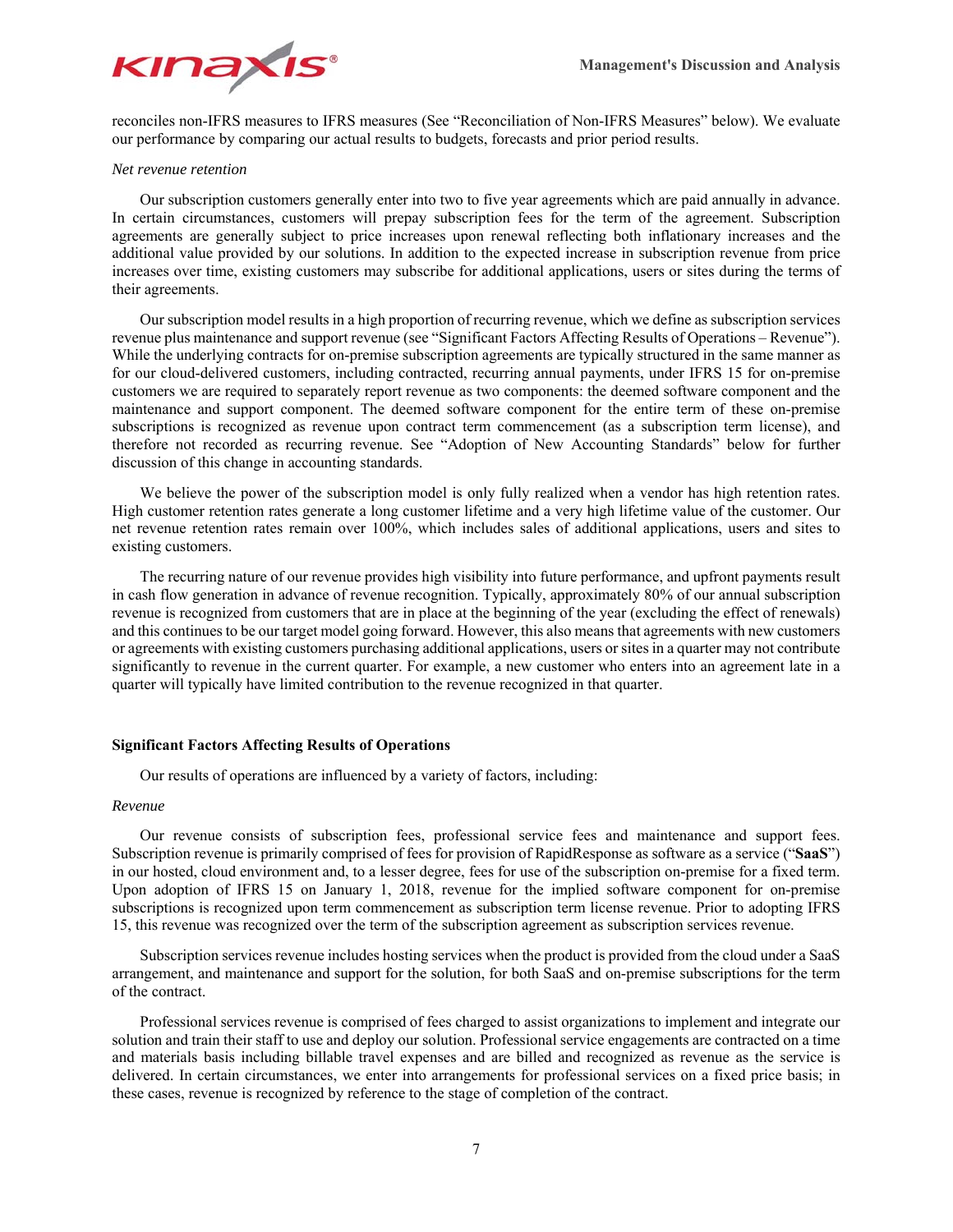reconciles non-IFRS measures to IFRS measures (See "Reconciliation of Non-IFRS Measures" below). We evaluate our performance by comparing our actual results to budgets, forecasts and prior period results.

*Net revenue retention*

Our subscription customers generally enter into two to five year agreements which are paid annually in advance. In certain circumstances, customers will prepay subscription fees for the term of the agreement. Subscription agreements are generally subject to price increases upon renewal reflecting both inflationary increases and the additional value provided by our solutions. In addition to the expected increase in subscription revenue from price increases over time, existing customers may subscribe for additional applications, users or sites during the terms of their agreements.

Our subscription model results in a high proportion of recurring revenue, which we define as subscription services revenue plus maintenance and support revenue (see "Significant Factors Affecting Results of Operations – Revenue"). While the underlying contracts for on-premise subscription agreements are typically structured in the same manner as for our cloud-delivered customers, including contracted, recurring annual payments, under IFRS 15 for on-premise customers we are required to separately report revenue as two components: the deemed software component and the maintenance and support component. The deemed software component for the entire term of these on-premise subscriptions is recognized as revenue upon contract term commencement (as a subscription term license), and therefore not recorded as recurring revenue. See "Adoption of New Accounting Standards" below for further discussion of this change in accounting standards.

We believe the power of the subscription model is only fully realized when a vendor has high retention rates. High customer retention rates generate a long customer lifetime and a very high lifetime value of the customer. Our net revenue retention rates remain over 100%, which includes sales of additional applications, users and sites to existing customers.

The recurring nature of our revenue provides high visibility into future performance, and upfront payments result in cash flow generation in advance of revenue recognition. Typically, approximately 80% of our annual subscription revenue is recognized from customers that are in place at the beginning of the year (excluding the effect of renewals) and this continues to be our target model going forward. However, this also means that agreements with new customers or agreements with existing customers purchasing additional applications, users or sites in a quarter may not contribute significantly to revenue in the current quarter. For example, a new customer who enters into an agreement late in a quarter will typically have limited contribution to the revenue recognized in that quarter.

## Significant Factors Affecting Results of Operations

Our results of operations are influenced by a variety of factors, including:

*Revenue*

Our revenue consists of subscription fees, professional service fees and maintenance and support fees. Subscription revenue is primarily comprised of fees for provision of RapidResponse as software as a service ("**SaaS**") in our hosted, cloud environment and, to a lesser degree, fees for use of the subscription on-premise for a fixed term. Upon adoption of IFRS 15 on January 1, 2018, revenue for the implied software component for on-premise subscriptions is recognized upon term commencement as subscription term license revenue. Prior to adopting IFRS 15, this revenue was recognized over the term of the subscription agreement as subscription services revenue.

Subscription services revenue includes hosting services when the product is provided from the cloud under a SaaS arrangement, and maintenance and support for the solution, for both SaaS and on-premise subscriptions for the term of the contract.

Professional services revenue is comprised of fees charged to assist organizations to implement and integrate our solution and train their staff to use and deploy our solution. Professional service engagements are contracted on a time and materials basis including billable travel expenses and are billed and recognized as revenue as the service is delivered. In certain circumstances, we enter into arrangements for professional services on a fixed price basis; in these cases, revenue is recognized by reference to the stage of completion of the contract.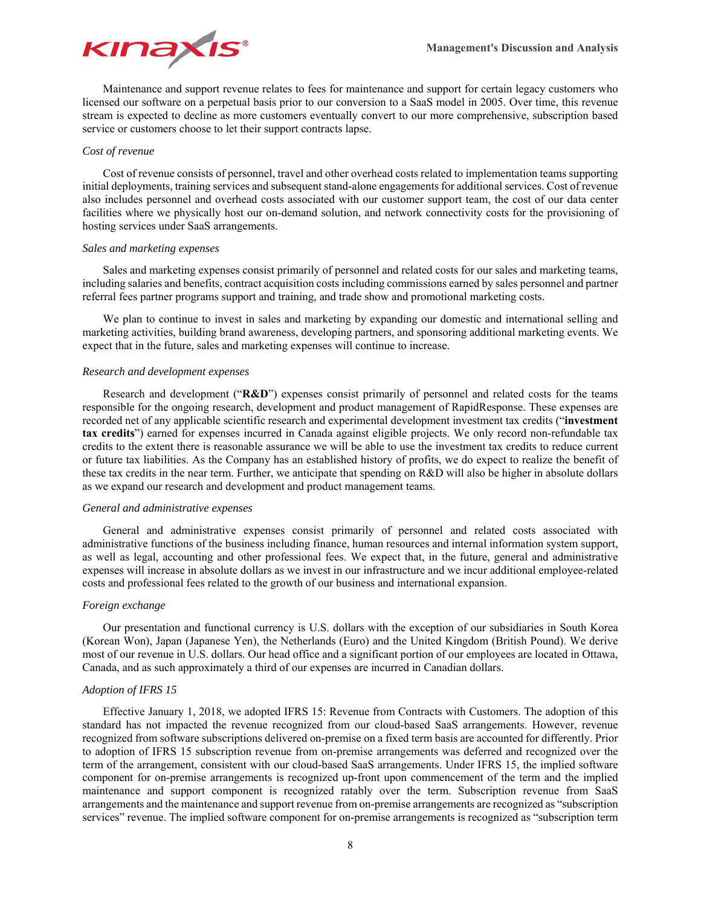Maintenance and support revenue relates to fees for maintenance and support for certain legacy customers who licensed our software on a perpetual basis prior to our conversion to a SaaS model in 2005. Over time, this revenue stream is expected to decline as more customers eventually convert to our more comprehensive, subscription based service or customers choose to let their support contracts lapse.

*Cost of revenue*

Cost of revenue consists of personnel, travel and other overhead costs related to implementation teams supporting initial deployments, training services and subsequent stand-alone engagements for additional services. Cost of revenue also includes personnel and overhead costs associated with our customer support team, the cost of our data center facilities where we physically host our on-demand solution, and network connectivity costs for the provisioning of hosting services under SaaS arrangements.

*Sales and marketing expenses*

Sales and marketing expenses consist primarily of personnel and related costs for our sales and marketing teams, including salaries and benefits, contract acquisition costs including commissions earned by sales personnel and partner referral fees partner programs support and training, and trade show and promotional marketing costs.

We plan to continue to invest in sales and marketing by expanding our domestic and international selling and marketing activities, building brand awareness, developing partners, and sponsoring additional marketing events. We expect that in the future, sales and marketing expenses will continue to increase.

*Research and development expenses*

Research and development ("**R&D**") expenses consist primarily of personnel and related costs for the teams responsible for the ongoing research, development and product management of RapidResponse. These expenses are recorded net of any applicable scientific research and experimental development investment tax credits ("**investment tax credits**") earned for expenses incurred in Canada against eligible projects. We only record non-refundable tax credits to the extent there is reasonable assurance we will be able to use the investment tax credits to reduce current or future tax liabilities. As the Company has an established history of profits, we do expect to realize the benefit of these tax credits in the near term. Further, we anticipate that spending on R&D will also be higher in absolute dollars as we expand our research and development and product management teams.

*General and administrative expenses*

General and administrative expenses consist primarily of personnel and related costs associated with administrative functions of the business including finance, human resources and internal information system support, as well as legal, accounting and other professional fees. We expect that, in the future, general and administrative expenses will increase in absolute dollars as we invest in our infrastructure and we incur additional employee-related costs and professional fees related to the growth of our business and international expansion.

*Foreign exchange*

Our presentation and functional currency is U.S. dollars with the exception of our subsidiaries in South Korea (Korean Won), Japan (Japanese Yen), the Netherlands (Euro) and the United Kingdom (British Pound). We derive most of our revenue in U.S. dollars. Our head office and a significant portion of our employees are located in Ottawa, Canada, and as such approximately a third of our expenses are incurred in Canadian dollars.

*Adoption of IFRS 15*

Effective January 1, 2018, we adopted IFRS 15: Revenue from Contracts with Customers. The adoption of this standard has not impacted the revenue recognized from our cloud-based SaaS arrangements. However, revenue recognized from software subscriptions delivered on-premise on a fixed term basis are accounted for differently. Prior to adoption of IFRS 15 subscription revenue from on-premise arrangements was deferred and recognized over the term of the arrangement, consistent with our cloud-based SaaS arrangements. Under IFRS 15, the implied software component for on-premise arrangements is recognized up-front upon commencement of the term and the implied maintenance and support component is recognized ratably over the term. Subscription revenue from SaaS arrangements and the maintenance and support revenue from on-premise arrangements are recognized as "subscription services" revenue. The implied software component for on-premise arrangements is recognized as "subscription term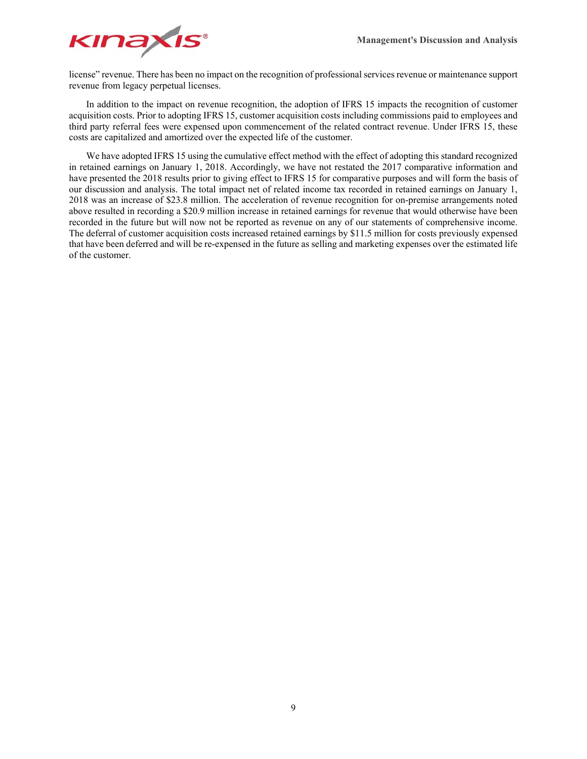license” revenue. There has been no impact on the recognition of professional services revenue or maintenance support revenue from legacy perpetual licenses.

In addition to the impact on revenue recognition, the adoption of IFRS 15 impacts the recognition of customer acquisition costs. Prior to adopting IFRS 15, customer acquisition costs including commissions paid to employees and third party referral fees were expensed upon commencement of the related contract revenue. Under IFRS 15, these costs are capitalized and amortized over the expected life of the customer.

We have adopted IFRS 15 using the cumulative effect method with the effect of adopting this standard recognized in retained earnings on January 1, 2018. Accordingly, we have not restated the 2017 comparative information and have presented the 2018 results prior to giving effect to IFRS 15 for comparative purposes and will form the basis of our discussion and analysis. The total impact net of related income tax recorded in retained earnings on January 1, 2018 was an increase of $23.8 million. The acceleration of revenue recognition for on-premise arrangements noted above resulted in recording a $20.9 million increase in retained earnings for revenue that would otherwise have been recorded in the future but will now not be reported as revenue on any of our statements of comprehensive income. The deferral of customer acquisition costs increased retained earnings by $11.5 million for costs previously expensed that have been deferred and will be re-expensed in the future as selling and marketing expenses over the estimated life of the customer.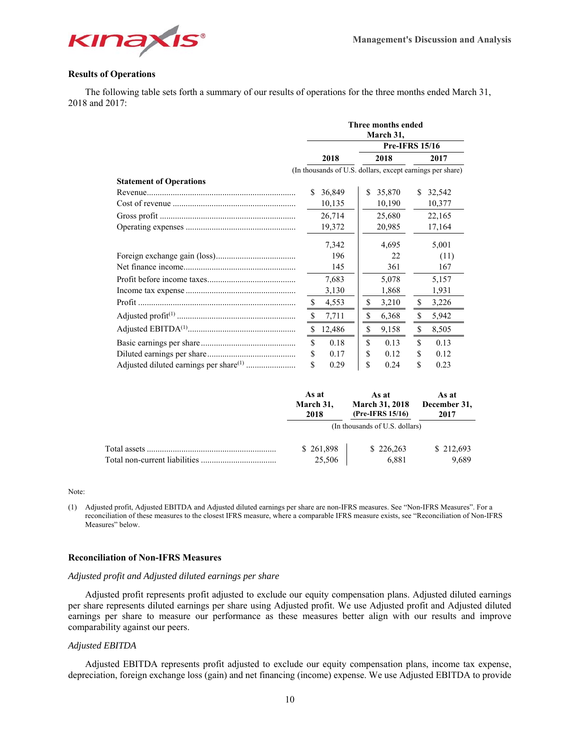### Results of Operations

The following table sets forth a summary of our results of operations for the three months ended March 31, 2018 and 2017:

| | Three months ended March 31, | | |
|---|---|---|---|
| | | Pre-IFRS 15/16 | |
| | 2018 | 2018 | 2017 |
| | (In thousands of U.S. dollars, except earnings per share) | | |
| **Statement of Operations** | | | |
| Revenue | $ 36,849 | $ 35,870 | $ 32,542 |
| Cost of revenue | 10,135 | 10,190 | 10,377 |
| Gross profit | 26,714 | 25,680 | 22,165 |
| Operating expenses | 19,372 | 20,985 | 17,164 |
| | 7,342 | 4,695 | 5,001 |
| Foreign exchange gain (loss) | 196 | 22 | (11) |
| Net finance income | 145 | 361 | 167 |
| Profit before income taxes | 7,683 | 5,078 | 5,157 |
| Income tax expense | 3,130 | 1,868 | 1,931 |
| Profit | $ 4,553 | $ 3,210 | $ 3,226 |
| Adjusted profit(1) | $ 7,711 | $ 6,368 | $ 5,942 |
| Adjusted EBITDA(1) | $ 12,486 | $ 9,158 | $ 8,505 |
| Basic earnings per share | $ 0.18 | $ 0.13 | $ 0.13 |
| Diluted earnings per share | $ 0.17 | $ 0.12 | $ 0.12 |
| Adjusted diluted earnings per share(1) | $ 0.29 | $ 0.24 | $ 0.23 |

| | As at March 31, 2018 | As at March 31, 2018 (Pre-IFRS 15/16) | As at December 31, 2017 |
|---|---|---|---|
| | (In thousands of U.S. dollars) | | |
| Total assets | $ 261,898 | $ 226,263 | $ 212,693 |
| Total non-current liabilities | 25,506 | 6,881 | 9,689 |

Note:

(1) Adjusted profit, Adjusted EBITDA and Adjusted diluted earnings per share are non-IFRS measures. See "Non-IFRS Measures". For a reconciliation of these measures to the closest IFRS measure, where a comparable IFRS measure exists, see "Reconciliation of Non-IFRS Measures" below.

### Reconciliation of Non-IFRS Measures

*Adjusted profit and Adjusted diluted earnings per share*

Adjusted profit represents profit adjusted to exclude our equity compensation plans. Adjusted diluted earnings per share represents diluted earnings per share using Adjusted profit. We use Adjusted profit and Adjusted diluted earnings per share to measure our performance as these measures better align with our results and improve comparability against our peers.

*Adjusted EBITDA*

Adjusted EBITDA represents profit adjusted to exclude our equity compensation plans, income tax expense, depreciation, foreign exchange loss (gain) and net financing (income) expense. We use Adjusted EBITDA to provide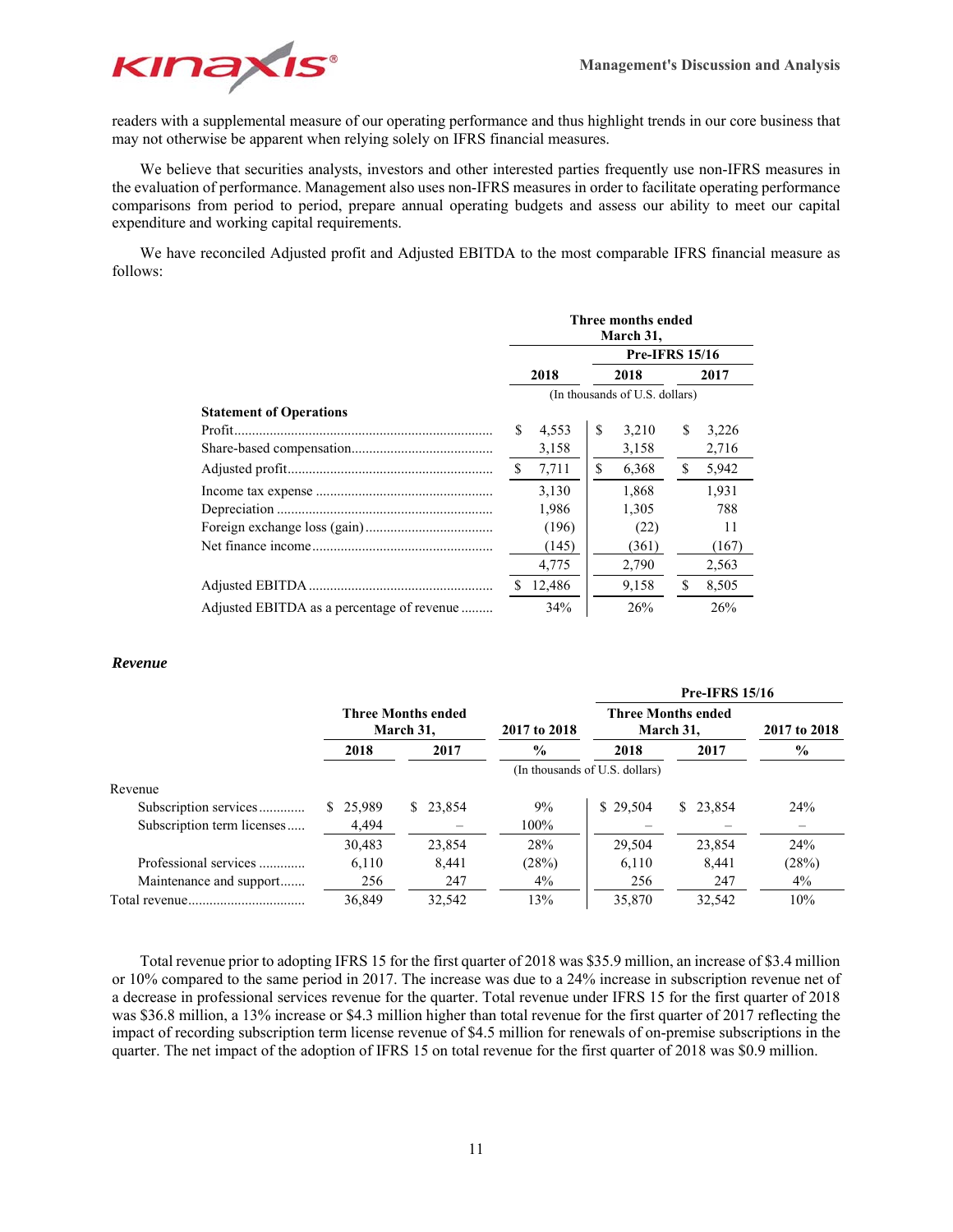readers with a supplemental measure of our operating performance and thus highlight trends in our core business that may not otherwise be apparent when relying solely on IFRS financial measures.

We believe that securities analysts, investors and other interested parties frequently use non-IFRS measures in the evaluation of performance. Management also uses non-IFRS measures in order to facilitate operating performance comparisons from period to period, prepare annual operating budgets and assess our ability to meet our capital expenditure and working capital requirements.

We have reconciled Adjusted profit and Adjusted EBITDA to the most comparable IFRS financial measure as follows:

| | Three months ended March 31, | | |
|---|---|---|---|
| | | Pre-IFRS 15/16 | |
| | 2018 | 2018 | 2017 |
| | (In thousands of U.S. dollars) | | |
| **Statement of Operations** | | | |
| Profit | $ 4,553 | $ 3,210 | $ 3,226 |
| Share-based compensation | 3,158 | 3,158 | 2,716 |
| Adjusted profit | $ 7,711 | $ 6,368 | $ 5,942 |
| Income tax expense | 3,130 | 1,868 | 1,931 |
| Depreciation | 1,986 | 1,305 | 788 |
| Foreign exchange loss (gain) | (196) | (22) | 11 |
| Net finance income | (145) | (361) | (167) |
| | 4,775 | 2,790 | 2,563 |
| Adjusted EBITDA | $ 12,486 | 9,158 | $ 8,505 |
| Adjusted EBITDA as a percentage of revenue | 34% | 26% | 26% |

### *Revenue*

| | Three Months ended March 31, | | 2017 to 2018 | Pre-IFRS 15/16 Three Months ended March 31, | | 2017 to 2018 |
|---|---|---|---|---|---|---|
| | 2018 | 2017 | % | 2018 | 2017 | % |
| | | | (In thousands of U.S. dollars) | | | |
| Revenue | | | | | | |
| Subscription services | $ 25,989 | $ 23,854 | 9% | $ 29,504 | $ 23,854 | 24% |
| Subscription term licenses | 4,494 | – | 100% | – | – | – |
| | 30,483 | 23,854 | 28% | 29,504 | 23,854 | 24% |
| Professional services | 6,110 | 8,441 | (28%) | 6,110 | 8,441 | (28%) |
| Maintenance and support | 256 | 247 | 4% | 256 | 247 | 4% |
| Total revenue | 36,849 | 32,542 | 13% | 35,870 | 32,542 | 10% |

Total revenue prior to adopting IFRS 15 for the first quarter of 2018 was $35.9 million, an increase of $3.4 million or 10% compared to the same period in 2017. The increase was due to a 24% increase in subscription revenue net of a decrease in professional services revenue for the quarter. Total revenue under IFRS 15 for the first quarter of 2018 was $36.8 million, a 13% increase or $4.3 million higher than total revenue for the first quarter of 2017 reflecting the impact of recording subscription term license revenue of $4.5 million for renewals of on-premise subscriptions in the quarter. The net impact of the adoption of IFRS 15 on total revenue for the first quarter of 2018 was $0.9 million.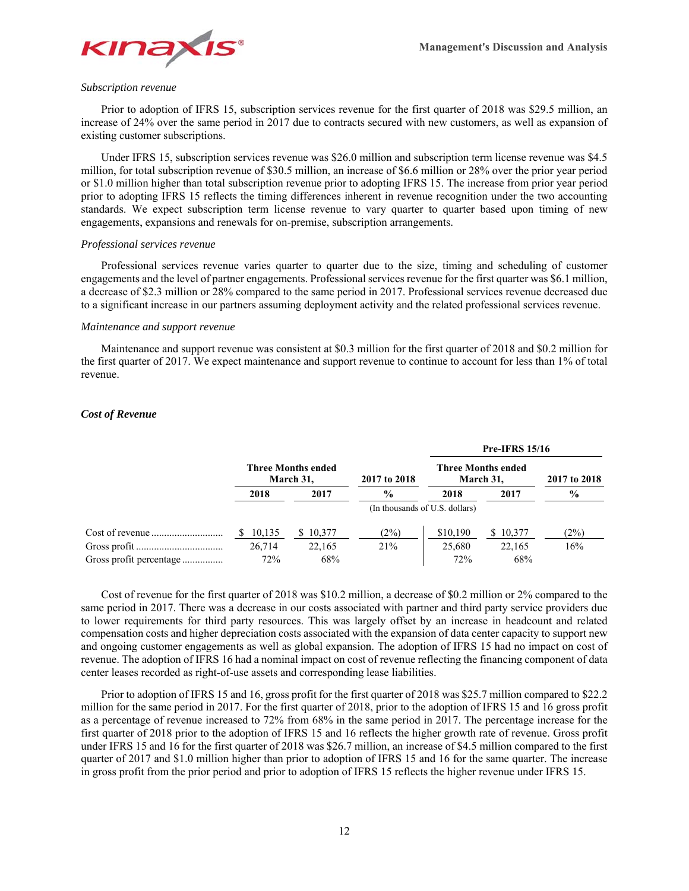*Subscription revenue*

Prior to adoption of IFRS 15, subscription services revenue for the first quarter of 2018 was $29.5 million, an increase of 24% over the same period in 2017 due to contracts secured with new customers, as well as expansion of existing customer subscriptions.

Under IFRS 15, subscription services revenue was $26.0 million and subscription term license revenue was $4.5 million, for total subscription revenue of $30.5 million, an increase of $6.6 million or 28% over the prior year period or $1.0 million higher than total subscription revenue prior to adopting IFRS 15. The increase from prior year period prior to adopting IFRS 15 reflects the timing differences inherent in revenue recognition under the two accounting standards. We expect subscription term license revenue to vary quarter to quarter based upon timing of new engagements, expansions and renewals for on-premise, subscription arrangements.

*Professional services revenue*

Professional services revenue varies quarter to quarter due to the size, timing and scheduling of customer engagements and the level of partner engagements. Professional services revenue for the first quarter was $6.1 million, a decrease of $2.3 million or 28% compared to the same period in 2017. Professional services revenue decreased due to a significant increase in our partners assuming deployment activity and the related professional services revenue.

*Maintenance and support revenue*

Maintenance and support revenue was consistent at $0.3 million for the first quarter of 2018 and $0.2 million for the first quarter of 2017. We expect maintenance and support revenue to continue to account for less than 1% of total revenue.

***Cost of Revenue***

| | Three Months ended March 31, | | 2017 to 2018 | Pre-IFRS 15/16 Three Months ended March 31, | | 2017 to 2018 |
|---|---|---|---|---|---|---|
| | 2018 | 2017 | % | 2018 | 2017 | % |
| | (In thousands of U.S. dollars) | | | | | |
| Cost of revenue | $ 10,135 | $ 10,377 | (2%) | $10,190 | $ 10,377 | (2%) |
| Gross profit | 26,714 | 22,165 | 21% | 25,680 | 22,165 | 16% |
| Gross profit percentage | 72% | 68% | | 72% | 68% | |

Cost of revenue for the first quarter of 2018 was $10.2 million, a decrease of $0.2 million or 2% compared to the same period in 2017. There was a decrease in our costs associated with partner and third party service providers due to lower requirements for third party resources. This was largely offset by an increase in headcount and related compensation costs and higher depreciation costs associated with the expansion of data center capacity to support new and ongoing customer engagements as well as global expansion. The adoption of IFRS 15 had no impact on cost of revenue. The adoption of IFRS 16 had a nominal impact on cost of revenue reflecting the financing component of data center leases recorded as right-of-use assets and corresponding lease liabilities.

Prior to adoption of IFRS 15 and 16, gross profit for the first quarter of 2018 was $25.7 million compared to $22.2 million for the same period in 2017. For the first quarter of 2018, prior to the adoption of IFRS 15 and 16 gross profit as a percentage of revenue increased to 72% from 68% in the same period in 2017. The percentage increase for the first quarter of 2018 prior to the adoption of IFRS 15 and 16 reflects the higher growth rate of revenue. Gross profit under IFRS 15 and 16 for the first quarter of 2018 was $26.7 million, an increase of $4.5 million compared to the first quarter of 2017 and $1.0 million higher than prior to adoption of IFRS 15 and 16 for the same quarter. The increase in gross profit from the prior period and prior to adoption of IFRS 15 reflects the higher revenue under IFRS 15.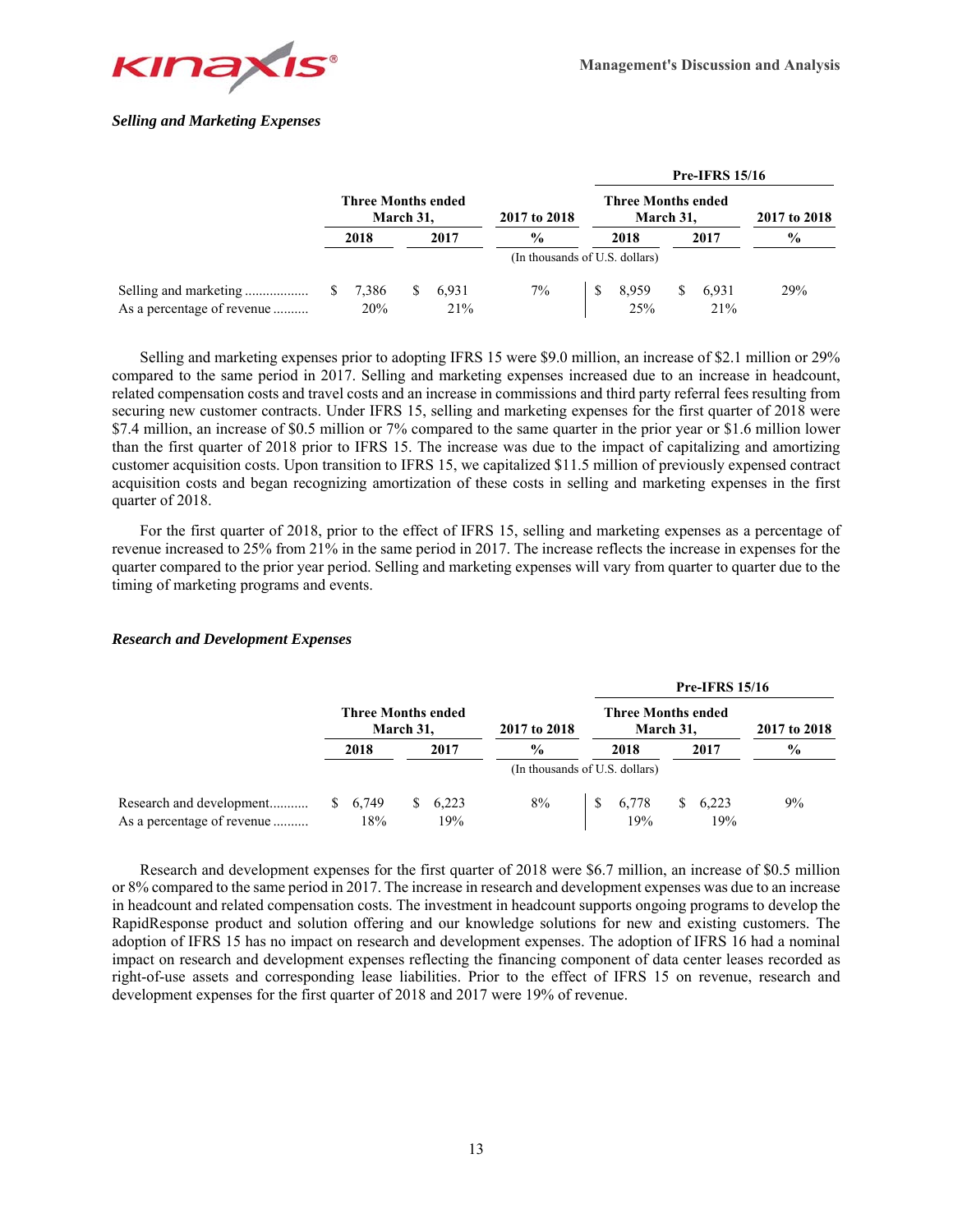### *Selling and Marketing Expenses*

| | Three Months ended March 31, | | 2017 to 2018 | Pre-IFRS 15/16 Three Months ended March 31, | | 2017 to 2018 |
|---|---|---|---|---|---|---|
| | 2018 | 2017 | % | 2018 | 2017 | % |
| | | | (In thousands of U.S. dollars) | | | |
| Selling and marketing | $ 7,386 | $ 6,931 | 7% | $ 8,959 | $ 6,931 | 29% |
| As a percentage of revenue | 20% | 21% | | 25% | 21% | |

Selling and marketing expenses prior to adopting IFRS 15 were $9.0 million, an increase of $2.1 million or 29% compared to the same period in 2017. Selling and marketing expenses increased due to an increase in headcount, related compensation costs and travel costs and an increase in commissions and third party referral fees resulting from securing new customer contracts. Under IFRS 15, selling and marketing expenses for the first quarter of 2018 were $7.4 million, an increase of $0.5 million or 7% compared to the same quarter in the prior year or $1.6 million lower than the first quarter of 2018 prior to IFRS 15. The increase was due to the impact of capitalizing and amortizing customer acquisition costs. Upon transition to IFRS 15, we capitalized $11.5 million of previously expensed contract acquisition costs and began recognizing amortization of these costs in selling and marketing expenses in the first quarter of 2018.

For the first quarter of 2018, prior to the effect of IFRS 15, selling and marketing expenses as a percentage of revenue increased to 25% from 21% in the same period in 2017. The increase reflects the increase in expenses for the quarter compared to the prior year period. Selling and marketing expenses will vary from quarter to quarter due to the timing of marketing programs and events.

### *Research and Development Expenses*

| | Three Months ended March 31, | | 2017 to 2018 | Pre-IFRS 15/16 Three Months ended March 31, | | 2017 to 2018 |
|---|---|---|---|---|---|---|
| | 2018 | 2017 | % | 2018 | 2017 | % |
| | | | (In thousands of U.S. dollars) | | | |
| Research and development | $ 6,749 | $ 6,223 | 8% | $ 6,778 | $ 6,223 | 9% |
| As a percentage of revenue | 18% | 19% | | 19% | 19% | |

Research and development expenses for the first quarter of 2018 were $6.7 million, an increase of $0.5 million or 8% compared to the same period in 2017. The increase in research and development expenses was due to an increase in headcount and related compensation costs. The investment in headcount supports ongoing programs to develop the RapidResponse product and solution offering and our knowledge solutions for new and existing customers. The adoption of IFRS 15 has no impact on research and development expenses. The adoption of IFRS 16 had a nominal impact on research and development expenses reflecting the financing component of data center leases recorded as right-of-use assets and corresponding lease liabilities. Prior to the effect of IFRS 15 on revenue, research and development expenses for the first quarter of 2018 and 2017 were 19% of revenue.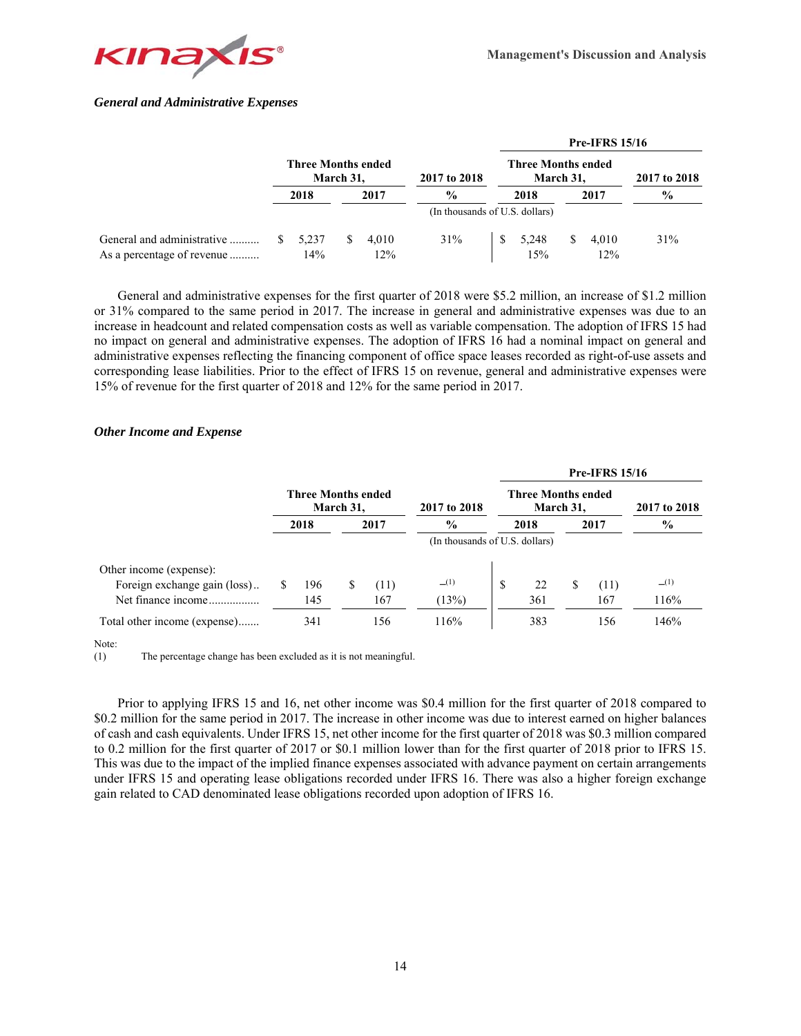### *General and Administrative Expenses*

| | Three Months ended March 31, | | 2017 to 2018 | Pre-IFRS 15/16 Three Months ended March 31, | | 2017 to 2018 |
|---|---|---|---|---|---|---|
| | 2018 | 2017 | % | 2018 | 2017 | % |
| | (In thousands of U.S. dollars) | | | | | |
| General and administrative | $ 5,237 | $ 4,010 | 31% | $ 5,248 | $ 4,010 | 31% |
| As a percentage of revenue | 14% | 12% | | 15% | 12% | |

General and administrative expenses for the first quarter of 2018 were $5.2 million, an increase of $1.2 million or 31% compared to the same period in 2017. The increase in general and administrative expenses was due to an increase in headcount and related compensation costs as well as variable compensation. The adoption of IFRS 15 had no impact on general and administrative expenses. The adoption of IFRS 16 had a nominal impact on general and administrative expenses reflecting the financing component of office space leases recorded as right-of-use assets and corresponding lease liabilities. Prior to the effect of IFRS 15 on revenue, general and administrative expenses were 15% of revenue for the first quarter of 2018 and 12% for the same period in 2017.

### *Other Income and Expense*

| | Three Months ended March 31, | | 2017 to 2018 | Pre-IFRS 15/16 Three Months ended March 31, | | 2017 to 2018 |
|---|---|---|---|---|---|---|
| | 2018 | 2017 | % | 2018 | 2017 | % |
| | (In thousands of U.S. dollars) | | | | | |
| Other income (expense): | | | | | | |
| Foreign exchange gain (loss) | $ 196 | $ (11) | –[(1)] | $ 22 | $ (11) | –[(1)] |
| Net finance income | 145 | 167 | (13%) | 361 | 167 | 116% |
| Total other income (expense) | 341 | 156 | 116% | 383 | 156 | 146% |

Note:
(1) The percentage change has been excluded as it is not meaningful.

Prior to applying IFRS 15 and 16, net other income was $0.4 million for the first quarter of 2018 compared to $0.2 million for the same period in 2017. The increase in other income was due to interest earned on higher balances of cash and cash equivalents. Under IFRS 15, net other income for the first quarter of 2018 was $0.3 million compared to 0.2 million for the first quarter of 2017 or $0.1 million lower than for the first quarter of 2018 prior to IFRS 15. This was due to the impact of the implied finance expenses associated with advance payment on certain arrangements under IFRS 15 and operating lease obligations recorded under IFRS 16. There was also a higher foreign exchange gain related to CAD denominated lease obligations recorded upon adoption of IFRS 16.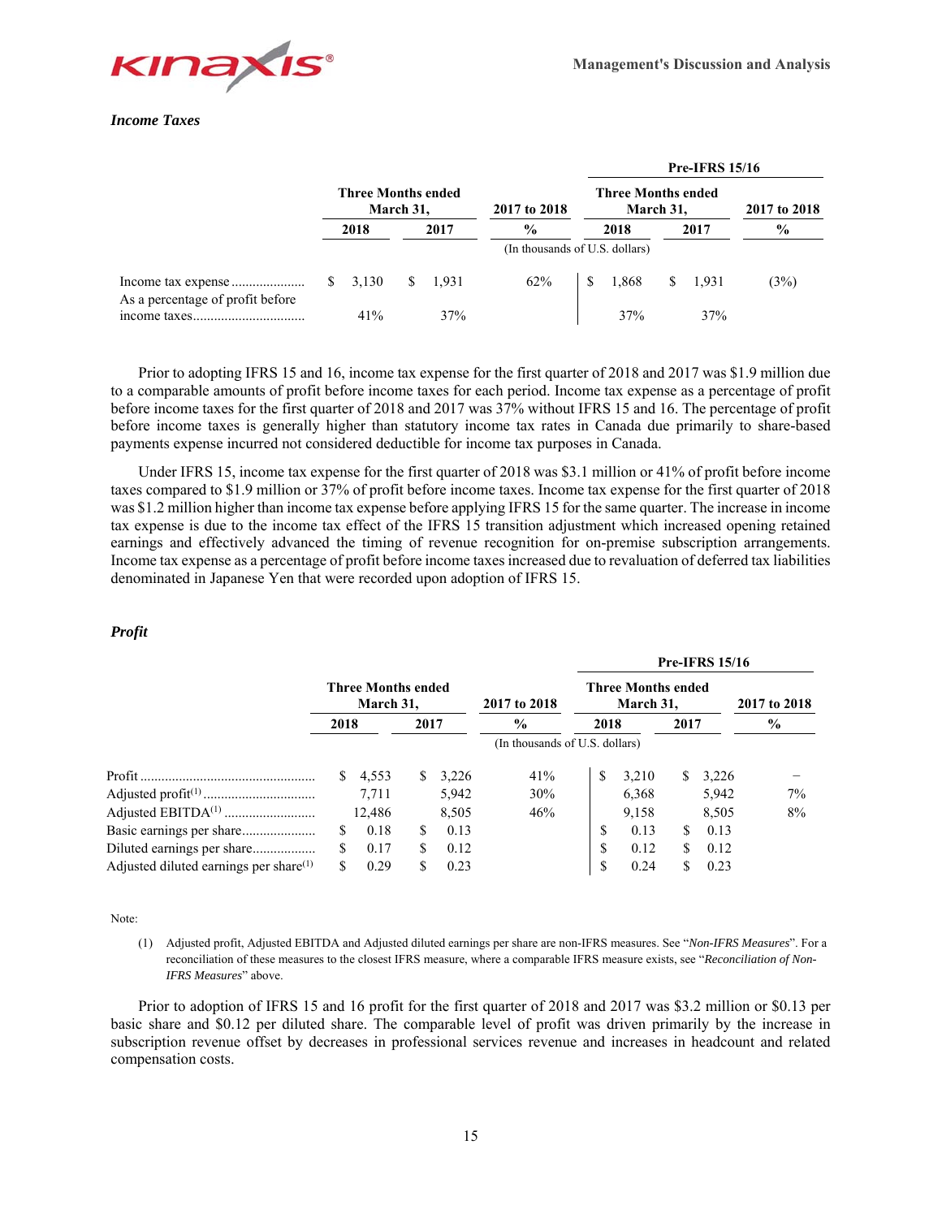### *Income Taxes*

| | Three Months ended March 31, | | 2017 to 2018 | Pre-IFRS 15/16 Three Months ended March 31, | | 2017 to 2018 |
|---|---|---|---|---|---|---|
| | 2018 | 2017 | % | 2018 | 2017 | % |
| | | | (In thousands of U.S. dollars) | | | |
| Income tax expense | $ 3,130 | $ 1,931 | 62% | $ 1,868 | $ 1,931 | (3%) |
| As a percentage of profit before income taxes | 41% | 37% | | 37% | 37% | |

Prior to adopting IFRS 15 and 16, income tax expense for the first quarter of 2018 and 2017 was $1.9 million due to a comparable amounts of profit before income taxes for each period. Income tax expense as a percentage of profit before income taxes for the first quarter of 2018 and 2017 was 37% without IFRS 15 and 16. The percentage of profit before income taxes is generally higher than statutory income tax rates in Canada due primarily to share-based payments expense incurred not considered deductible for income tax purposes in Canada.

Under IFRS 15, income tax expense for the first quarter of 2018 was $3.1 million or 41% of profit before income taxes compared to $1.9 million or 37% of profit before income taxes. Income tax expense for the first quarter of 2018 was $1.2 million higher than income tax expense before applying IFRS 15 for the same quarter. The increase in income tax expense is due to the income tax effect of the IFRS 15 transition adjustment which increased opening retained earnings and effectively advanced the timing of revenue recognition for on-premise subscription arrangements. Income tax expense as a percentage of profit before income taxes increased due to revaluation of deferred tax liabilities denominated in Japanese Yen that were recorded upon adoption of IFRS 15.

### *Profit*

| | Three Months ended March 31, | | 2017 to 2018 | Pre-IFRS 15/16 Three Months ended March 31, | | 2017 to 2018 |
|---|---|---|---|---|---|---|
| | 2018 | 2017 | % | 2018 | 2017 | % |
| | | | (In thousands of U.S. dollars) | | | |
| Profit | $ 4,553 | $ 3,226 | 41% | $ 3,210 | $ 3,226 | − |
| Adjusted profit[(1)] | 7,711 | 5,942 | 30% | 6,368 | 5,942 | 7% |
| Adjusted EBITDA[(1)] | 12,486 | 8,505 | 46% | 9,158 | 8,505 | 8% |
| Basic earnings per share | $ 0.18 | $ 0.13 | | $ 0.13 | $ 0.13 | |
| Diluted earnings per share | $ 0.17 | $ 0.12 | | $ 0.12 | $ 0.12 | |
| Adjusted diluted earnings per share[(1)] | $ 0.29 | $ 0.23 | | $ 0.24 | $ 0.23 | |

Note:

(1) Adjusted profit, Adjusted EBITDA and Adjusted diluted earnings per share are non-IFRS measures. See "*Non-IFRS Measures*". For a reconciliation of these measures to the closest IFRS measure, where a comparable IFRS measure exists, see "*Reconciliation of Non-IFRS Measures*" above.

Prior to adoption of IFRS 15 and 16 profit for the first quarter of 2018 and 2017 was $3.2 million or $0.13 per basic share and $0.12 per diluted share. The comparable level of profit was driven primarily by the increase in subscription revenue offset by decreases in professional services revenue and increases in headcount and related compensation costs.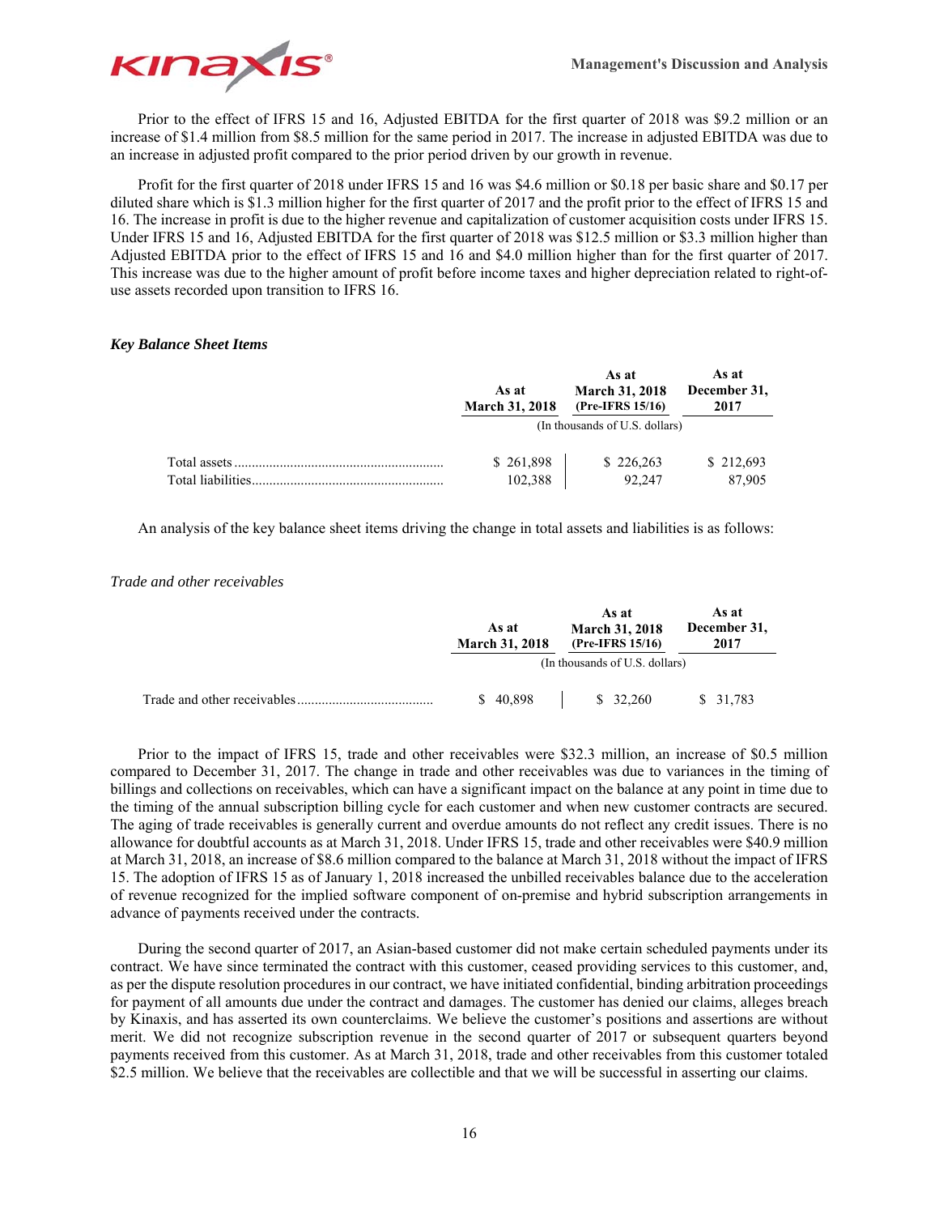Prior to the effect of IFRS 15 and 16, Adjusted EBITDA for the first quarter of 2018 was $9.2 million or an increase of $1.4 million from $8.5 million for the same period in 2017. The increase in adjusted EBITDA was due to an increase in adjusted profit compared to the prior period driven by our growth in revenue.

Profit for the first quarter of 2018 under IFRS 15 and 16 was $4.6 million or $0.18 per basic share and $0.17 per diluted share which is $1.3 million higher for the first quarter of 2017 and the profit prior to the effect of IFRS 15 and 16. The increase in profit is due to the higher revenue and capitalization of customer acquisition costs under IFRS 15. Under IFRS 15 and 16, Adjusted EBITDA for the first quarter of 2018 was $12.5 million or $3.3 million higher than Adjusted EBITDA prior to the effect of IFRS 15 and 16 and $4.0 million higher than for the first quarter of 2017. This increase was due to the higher amount of profit before income taxes and higher depreciation related to right-of-use assets recorded upon transition to IFRS 16.

### *Key Balance Sheet Items*

| | As at March 31, 2018 | As at March 31, 2018 (Pre-IFRS 15/16) | As at December 31, 2017 |
|---|---|---|---|
| | (In thousands of U.S. dollars) | | |
| Total assets | $ 261,898 | $ 226,263 | $ 212,693 |
| Total liabilities | 102,388 | 92,247 | 87,905 |

An analysis of the key balance sheet items driving the change in total assets and liabilities is as follows:

*Trade and other receivables*

| | As at March 31, 2018 | As at March 31, 2018 (Pre-IFRS 15/16) | As at December 31, 2017 |
|---|---|---|---|
| | (In thousands of U.S. dollars) | | |
| Trade and other receivables | $ 40,898 | $ 32,260 | $ 31,783 |

Prior to the impact of IFRS 15, trade and other receivables were $32.3 million, an increase of $0.5 million compared to December 31, 2017. The change in trade and other receivables was due to variances in the timing of billings and collections on receivables, which can have a significant impact on the balance at any point in time due to the timing of the annual subscription billing cycle for each customer and when new customer contracts are secured. The aging of trade receivables is generally current and overdue amounts do not reflect any credit issues. There is no allowance for doubtful accounts as at March 31, 2018. Under IFRS 15, trade and other receivables were $40.9 million at March 31, 2018, an increase of $8.6 million compared to the balance at March 31, 2018 without the impact of IFRS 15. The adoption of IFRS 15 as of January 1, 2018 increased the unbilled receivables balance due to the acceleration of revenue recognized for the implied software component of on-premise and hybrid subscription arrangements in advance of payments received under the contracts.

During the second quarter of 2017, an Asian-based customer did not make certain scheduled payments under its contract. We have since terminated the contract with this customer, ceased providing services to this customer, and, as per the dispute resolution procedures in our contract, we have initiated confidential, binding arbitration proceedings for payment of all amounts due under the contract and damages. The customer has denied our claims, alleges breach by Kinaxis, and has asserted its own counterclaims. We believe the customer's positions and assertions are without merit. We did not recognize subscription revenue in the second quarter of 2017 or subsequent quarters beyond payments received from this customer. As at March 31, 2018, trade and other receivables from this customer totaled $2.5 million. We believe that the receivables are collectible and that we will be successful in asserting our claims.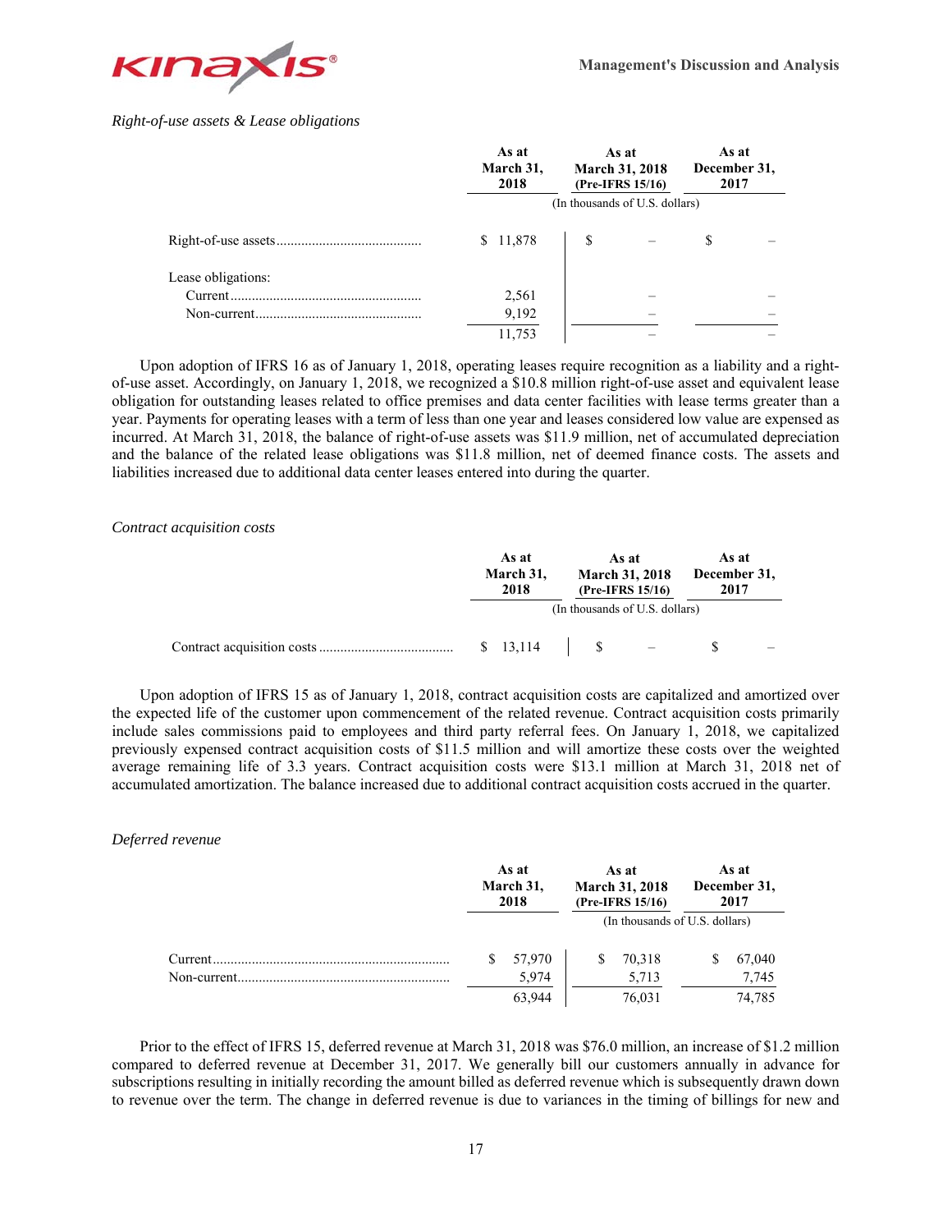*Right-of-use assets & Lease obligations*

| | As at March 31, 2018 | As at March 31, 2018 (Pre-IFRS 15/16) | As at December 31, 2017 |
|---|---|---|---|
| | (In thousands of U.S. dollars) | | |
| Right-of-use assets | $ 11,878 | $ – | $ – |
| Lease obligations: | | | |
| Current | 2,561 | – | – |
| Non-current | 9,192 | – | – |
| | 11,753 | – | – |

Upon adoption of IFRS 16 as of January 1, 2018, operating leases require recognition as a liability and a right-of-use asset. Accordingly, on January 1, 2018, we recognized a $10.8 million right-of-use asset and equivalent lease obligation for outstanding leases related to office premises and data center facilities with lease terms greater than a year. Payments for operating leases with a term of less than one year and leases considered low value are expensed as incurred. At March 31, 2018, the balance of right-of-use assets was $11.9 million, net of accumulated depreciation and the balance of the related lease obligations was $11.8 million, net of deemed finance costs. The assets and liabilities increased due to additional data center leases entered into during the quarter.

*Contract acquisition costs*

| | As at March 31, 2018 | As at March 31, 2018 (Pre-IFRS 15/16) | As at December 31, 2017 |
|---|---|---|---|
| | (In thousands of U.S. dollars) | | |
| Contract acquisition costs | $ 13,114 | $ – | $ – |

Upon adoption of IFRS 15 as of January 1, 2018, contract acquisition costs are capitalized and amortized over the expected life of the customer upon commencement of the related revenue. Contract acquisition costs primarily include sales commissions paid to employees and third party referral fees. On January 1, 2018, we capitalized previously expensed contract acquisition costs of $11.5 million and will amortize these costs over the weighted average remaining life of 3.3 years. Contract acquisition costs were $13.1 million at March 31, 2018 net of accumulated amortization. The balance increased due to additional contract acquisition costs accrued in the quarter.

*Deferred revenue*

| | As at March 31, 2018 | As at March 31, 2018 (Pre-IFRS 15/16) | As at December 31, 2017 |
|---|---|---|---|
| | | (In thousands of U.S. dollars) | |
| Current | $ 57,970 | $ 70,318 | $ 67,040 |
| Non-current | 5,974 | 5,713 | 7,745 |
| | 63,944 | 76,031 | 74,785 |

Prior to the effect of IFRS 15, deferred revenue at March 31, 2018 was $76.0 million, an increase of $1.2 million compared to deferred revenue at December 31, 2017. We generally bill our customers annually in advance for subscriptions resulting in initially recording the amount billed as deferred revenue which is subsequently drawn down to revenue over the term. The change in deferred revenue is due to variances in the timing of billings for new and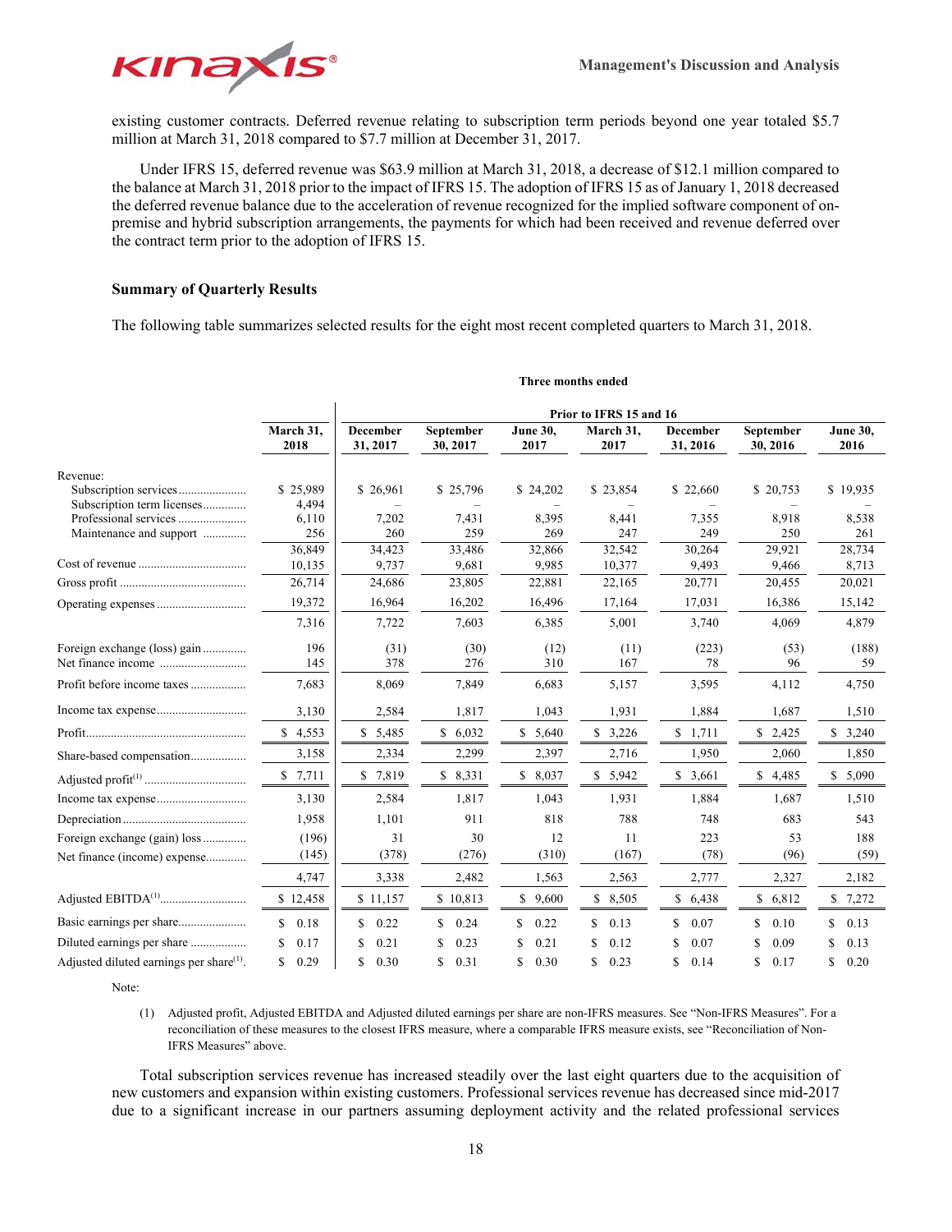existing customer contracts. Deferred revenue relating to subscription term periods beyond one year totaled $5.7 million at March 31, 2018 compared to $7.7 million at December 31, 2017.

Under IFRS 15, deferred revenue was $63.9 million at March 31, 2018, a decrease of $12.1 million compared to the balance at March 31, 2018 prior to the impact of IFRS 15. The adoption of IFRS 15 as of January 1, 2018 decreased the deferred revenue balance due to the acceleration of revenue recognized for the implied software component of on-premise and hybrid subscription arrangements, the payments for which had been received and revenue deferred over the contract term prior to the adoption of IFRS 15.

### Summary of Quarterly Results

The following table summarizes selected results for the eight most recent completed quarters to March 31, 2018.

| | Three months ended | | | | | | | |
|---|---|---|---|---|---|---|---|---|
| | | Prior to IFRS 15 and 16 | | | | | | |
| | March 31, 2018 | December 31, 2017 | September 30, 2017 | June 30, 2017 | March 31, 2017 | December 31, 2016 | September 30, 2016 | June 30, 2016 |
| Revenue: | | | | | | | | |
| Subscription services | $ 25,989 | $ 26,961 | $ 25,796 | $ 24,202 | $ 23,854 | $ 22,660 | $ 20,753 | $ 19,935 |
| Subscription term licenses | 4,494 | – | – | – | – | – | – | – |
| Professional services | 6,110 | 7,202 | 7,431 | 8,395 | 8,441 | 7,355 | 8,918 | 8,538 |
| Maintenance and support | 256 | 260 | 259 | 269 | 247 | 249 | 250 | 261 |
| | 36,849 | 34,423 | 33,486 | 32,866 | 32,542 | 30,264 | 29,921 | 28,734 |
| Cost of revenue | 10,135 | 9,737 | 9,681 | 9,985 | 10,377 | 9,493 | 9,466 | 8,713 |
| Gross profit | 26,714 | 24,686 | 23,805 | 22,881 | 22,165 | 20,771 | 20,455 | 20,021 |
| Operating expenses | 19,372 | 16,964 | 16,202 | 16,496 | 17,164 | 17,031 | 16,386 | 15,142 |
| | 7,316 | 7,722 | 7,603 | 6,385 | 5,001 | 3,740 | 4,069 | 4,879 |
| Foreign exchange (loss) gain | 196 | (31) | (30) | (12) | (11) | (223) | (53) | (188) |
| Net finance income | 145 | 378 | 276 | 310 | 167 | 78 | 96 | 59 |
| Profit before income taxes | 7,683 | 8,069 | 7,849 | 6,683 | 5,157 | 3,595 | 4,112 | 4,750 |
| Income tax expense | 3,130 | 2,584 | 1,817 | 1,043 | 1,931 | 1,884 | 1,687 | 1,510 |
| Profit | $ 4,553 | $ 5,485 | $ 6,032 | $ 5,640 | $ 3,226 | $ 1,711 | $ 2,425 | $ 3,240 |
| Share-based compensation | 3,158 | 2,334 | 2,299 | 2,397 | 2,716 | 1,950 | 2,060 | 1,850 |
| Adjusted profit[(1)] | $ 7,711 | $ 7,819 | $ 8,331 | $ 8,037 | $ 5,942 | $ 3,661 | $ 4,485 | $ 5,090 |
| Income tax expense | 3,130 | 2,584 | 1,817 | 1,043 | 1,931 | 1,884 | 1,687 | 1,510 |
| Depreciation | 1,958 | 1,101 | 911 | 818 | 788 | 748 | 683 | 543 |
| Foreign exchange (gain) loss | (196) | 31 | 30 | 12 | 11 | 223 | 53 | 188 |
| Net finance (income) expense | (145) | (378) | (276) | (310) | (167) | (78) | (96) | (59) |
| | 4,747 | 3,338 | 2,482 | 1,563 | 2,563 | 2,777 | 2,327 | 2,182 |
| Adjusted EBITDA[(1)] | $ 12,458 | $ 11,157 | $ 10,813 | $ 9,600 | $ 8,505 | $ 6,438 | $ 6,812 | $ 7,272 |
| Basic earnings per share | $ 0.18 | $ 0.22 | $ 0.24 | $ 0.22 | $ 0.13 | $ 0.07 | $ 0.10 | $ 0.13 |
| Diluted earnings per share | $ 0.17 | $ 0.21 | $ 0.23 | $ 0.21 | $ 0.12 | $ 0.07 | $ 0.09 | $ 0.13 |
| Adjusted diluted earnings per share[(1)] | $ 0.29 | $ 0.30 | $ 0.31 | $ 0.30 | $ 0.23 | $ 0.14 | $ 0.17 | $ 0.20 |

Note:

(1) Adjusted profit, Adjusted EBITDA and Adjusted diluted earnings per share are non-IFRS measures. See "Non-IFRS Measures". For a reconciliation of these measures to the closest IFRS measure, where a comparable IFRS measure exists, see "Reconciliation of Non-IFRS Measures" above.

Total subscription services revenue has increased steadily over the last eight quarters due to the acquisition of new customers and expansion within existing customers. Professional services revenue has decreased since mid-2017 due to a significant increase in our partners assuming deployment activity and the related professional services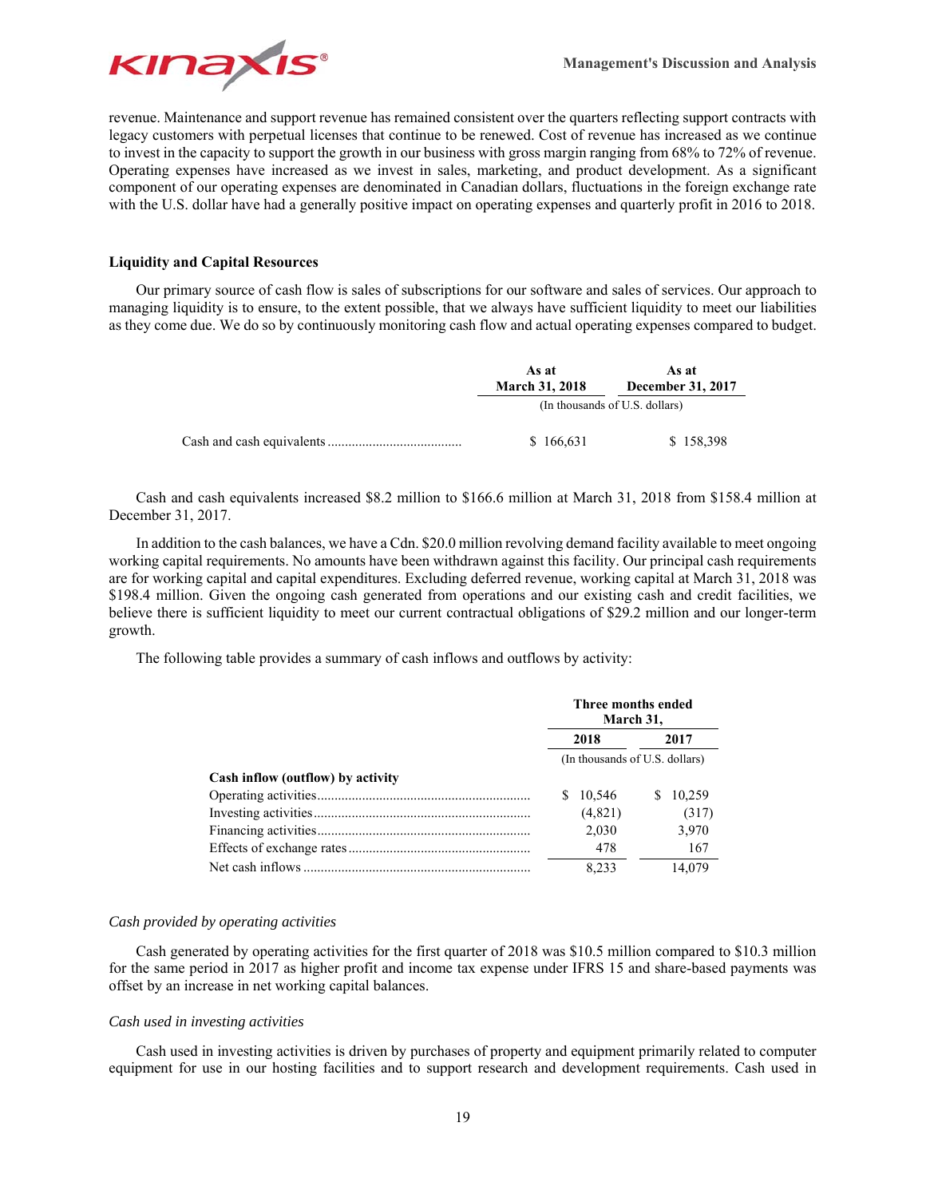revenue. Maintenance and support revenue has remained consistent over the quarters reflecting support contracts with legacy customers with perpetual licenses that continue to be renewed. Cost of revenue has increased as we continue to invest in the capacity to support the growth in our business with gross margin ranging from 68% to 72% of revenue. Operating expenses have increased as we invest in sales, marketing, and product development. As a significant component of our operating expenses are denominated in Canadian dollars, fluctuations in the foreign exchange rate with the U.S. dollar have had a generally positive impact on operating expenses and quarterly profit in 2016 to 2018.

### Liquidity and Capital Resources

Our primary source of cash flow is sales of subscriptions for our software and sales of services. Our approach to managing liquidity is to ensure, to the extent possible, that we always have sufficient liquidity to meet our liabilities as they come due. We do so by continuously monitoring cash flow and actual operating expenses compared to budget.

| | As at March 31, 2018 | As at December 31, 2017 |
|---|---|---|
| | (In thousands of U.S. dollars) | |
| Cash and cash equivalents | $ 166,631 | $ 158,398 |

Cash and cash equivalents increased $8.2 million to $166.6 million at March 31, 2018 from $158.4 million at December 31, 2017.

In addition to the cash balances, we have a Cdn. $20.0 million revolving demand facility available to meet ongoing working capital requirements. No amounts have been withdrawn against this facility. Our principal cash requirements are for working capital and capital expenditures. Excluding deferred revenue, working capital at March 31, 2018 was $198.4 million. Given the ongoing cash generated from operations and our existing cash and credit facilities, we believe there is sufficient liquidity to meet our current contractual obligations of $29.2 million and our longer-term growth.

The following table provides a summary of cash inflows and outflows by activity:

| | Three months ended March 31, | |
|---|---|---|
| | 2018 | 2017 |
| | (In thousands of U.S. dollars) | |
| **Cash inflow (outflow) by activity** | | |
| Operating activities | $ 10,546 | $ 10,259 |
| Investing activities | (4,821) | (317) |
| Financing activities | 2,030 | 3,970 |
| Effects of exchange rates | 478 | 167 |
| Net cash inflows | 8,233 | 14,079 |

*Cash provided by operating activities*

Cash generated by operating activities for the first quarter of 2018 was $10.5 million compared to $10.3 million for the same period in 2017 as higher profit and income tax expense under IFRS 15 and share-based payments was offset by an increase in net working capital balances.

*Cash used in investing activities*

Cash used in investing activities is driven by purchases of property and equipment primarily related to computer equipment for use in our hosting facilities and to support research and development requirements. Cash used in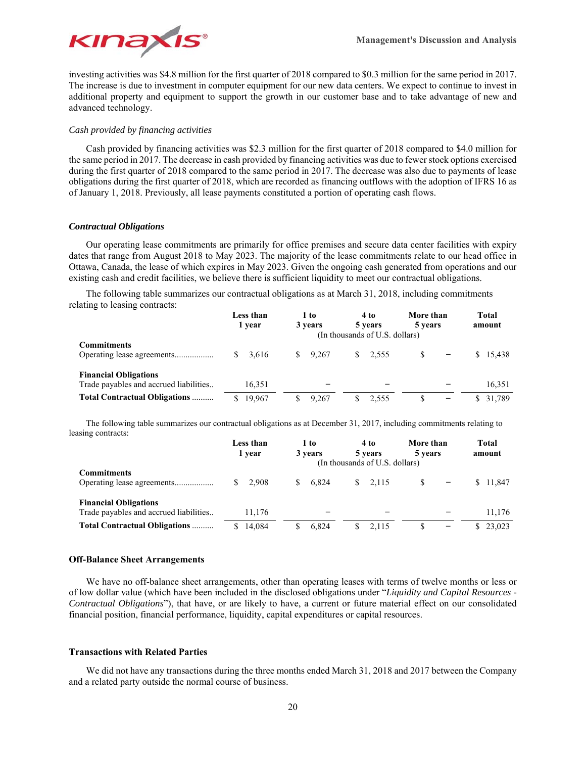investing activities was $4.8 million for the first quarter of 2018 compared to $0.3 million for the same period in 2017. The increase is due to investment in computer equipment for our new data centers. We expect to continue to invest in additional property and equipment to support the growth in our customer base and to take advantage of new and advanced technology.

*Cash provided by financing activities*

Cash provided by financing activities was $2.3 million for the first quarter of 2018 compared to $4.0 million for the same period in 2017. The decrease in cash provided by financing activities was due to fewer stock options exercised during the first quarter of 2018 compared to the same period in 2017. The decrease was also due to payments of lease obligations during the first quarter of 2018, which are recorded as financing outflows with the adoption of IFRS 16 as of January 1, 2018. Previously, all lease payments constituted a portion of operating cash flows.

***Contractual Obligations***

Our operating lease commitments are primarily for office premises and secure data center facilities with expiry dates that range from August 2018 to May 2023. The majority of the lease commitments relate to our head office in Ottawa, Canada, the lease of which expires in May 2023. Given the ongoing cash generated from operations and our existing cash and credit facilities, we believe there is sufficient liquidity to meet our contractual obligations.

The following table summarizes our contractual obligations as at March 31, 2018, including commitments relating to leasing contracts:

| | Less than 1 year | 1 to 3 years | 4 to 5 years | More than 5 years | Total amount |
|---|---|---|---|---|---|
| | (In thousands of U.S. dollars) | | | | |
| **Commitments** | | | | | |
| Operating lease agreements | $ 3,616 | $ 9,267 | $ 2,555 | $ – | $ 15,438 |
| **Financial Obligations** | | | | | |
| Trade payables and accrued liabilities | 16,351 | – | – | – | 16,351 |
| **Total Contractual Obligations** | $ 19,967 | $ 9,267 | $ 2,555 | $ – | $ 31,789 |

The following table summarizes our contractual obligations as at December 31, 2017, including commitments relating to leasing contracts:

| | Less than 1 year | 1 to 3 years | 4 to 5 years | More than 5 years | Total amount |
|---|---|---|---|---|---|
| | (In thousands of U.S. dollars) | | | | |
| **Commitments** | | | | | |
| Operating lease agreements | $ 2,908 | $ 6,824 | $ 2,115 | $ – | $ 11,847 |
| **Financial Obligations** | | | | | |
| Trade payables and accrued liabilities | 11,176 | – | – | – | 11,176 |
| **Total Contractual Obligations** | $ 14,084 | $ 6,824 | $ 2,115 | $ – | $ 23,023 |

## Off-Balance Sheet Arrangements

We have no off-balance sheet arrangements, other than operating leases with terms of twelve months or less or of low dollar value (which have been included in the disclosed obligations under "*Liquidity and Capital Resources - Contractual Obligations*"), that have, or are likely to have, a current or future material effect on our consolidated financial position, financial performance, liquidity, capital expenditures or capital resources.

## Transactions with Related Parties

We did not have any transactions during the three months ended March 31, 2018 and 2017 between the Company and a related party outside the normal course of business.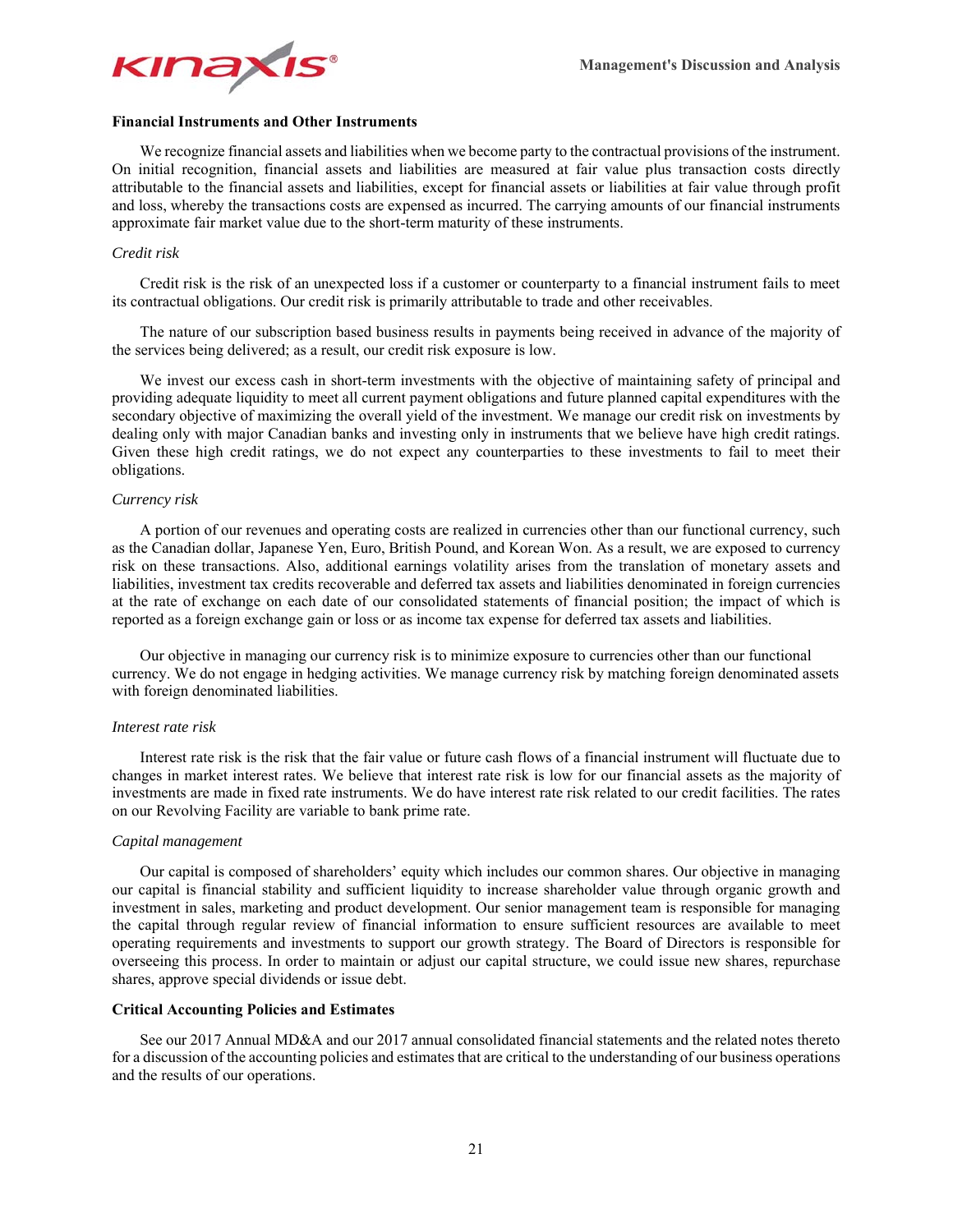## Financial Instruments and Other Instruments

We recognize financial assets and liabilities when we become party to the contractual provisions of the instrument. On initial recognition, financial assets and liabilities are measured at fair value plus transaction costs directly attributable to the financial assets and liabilities, except for financial assets or liabilities at fair value through profit and loss, whereby the transactions costs are expensed as incurred. The carrying amounts of our financial instruments approximate fair market value due to the short-term maturity of these instruments.

*Credit risk*

Credit risk is the risk of an unexpected loss if a customer or counterparty to a financial instrument fails to meet its contractual obligations. Our credit risk is primarily attributable to trade and other receivables.

The nature of our subscription based business results in payments being received in advance of the majority of the services being delivered; as a result, our credit risk exposure is low.

We invest our excess cash in short-term investments with the objective of maintaining safety of principal and providing adequate liquidity to meet all current payment obligations and future planned capital expenditures with the secondary objective of maximizing the overall yield of the investment. We manage our credit risk on investments by dealing only with major Canadian banks and investing only in instruments that we believe have high credit ratings. Given these high credit ratings, we do not expect any counterparties to these investments to fail to meet their obligations.

*Currency risk*

A portion of our revenues and operating costs are realized in currencies other than our functional currency, such as the Canadian dollar, Japanese Yen, Euro, British Pound, and Korean Won. As a result, we are exposed to currency risk on these transactions. Also, additional earnings volatility arises from the translation of monetary assets and liabilities, investment tax credits recoverable and deferred tax assets and liabilities denominated in foreign currencies at the rate of exchange on each date of our consolidated statements of financial position; the impact of which is reported as a foreign exchange gain or loss or as income tax expense for deferred tax assets and liabilities.

Our objective in managing our currency risk is to minimize exposure to currencies other than our functional currency. We do not engage in hedging activities. We manage currency risk by matching foreign denominated assets with foreign denominated liabilities.

*Interest rate risk*

Interest rate risk is the risk that the fair value or future cash flows of a financial instrument will fluctuate due to changes in market interest rates. We believe that interest rate risk is low for our financial assets as the majority of investments are made in fixed rate instruments. We do have interest rate risk related to our credit facilities. The rates on our Revolving Facility are variable to bank prime rate.

*Capital management*

Our capital is composed of shareholders' equity which includes our common shares. Our objective in managing our capital is financial stability and sufficient liquidity to increase shareholder value through organic growth and investment in sales, marketing and product development. Our senior management team is responsible for managing the capital through regular review of financial information to ensure sufficient resources are available to meet operating requirements and investments to support our growth strategy. The Board of Directors is responsible for overseeing this process. In order to maintain or adjust our capital structure, we could issue new shares, repurchase shares, approve special dividends or issue debt.

## Critical Accounting Policies and Estimates

See our 2017 Annual MD&A and our 2017 annual consolidated financial statements and the related notes thereto for a discussion of the accounting policies and estimates that are critical to the understanding of our business operations and the results of our operations.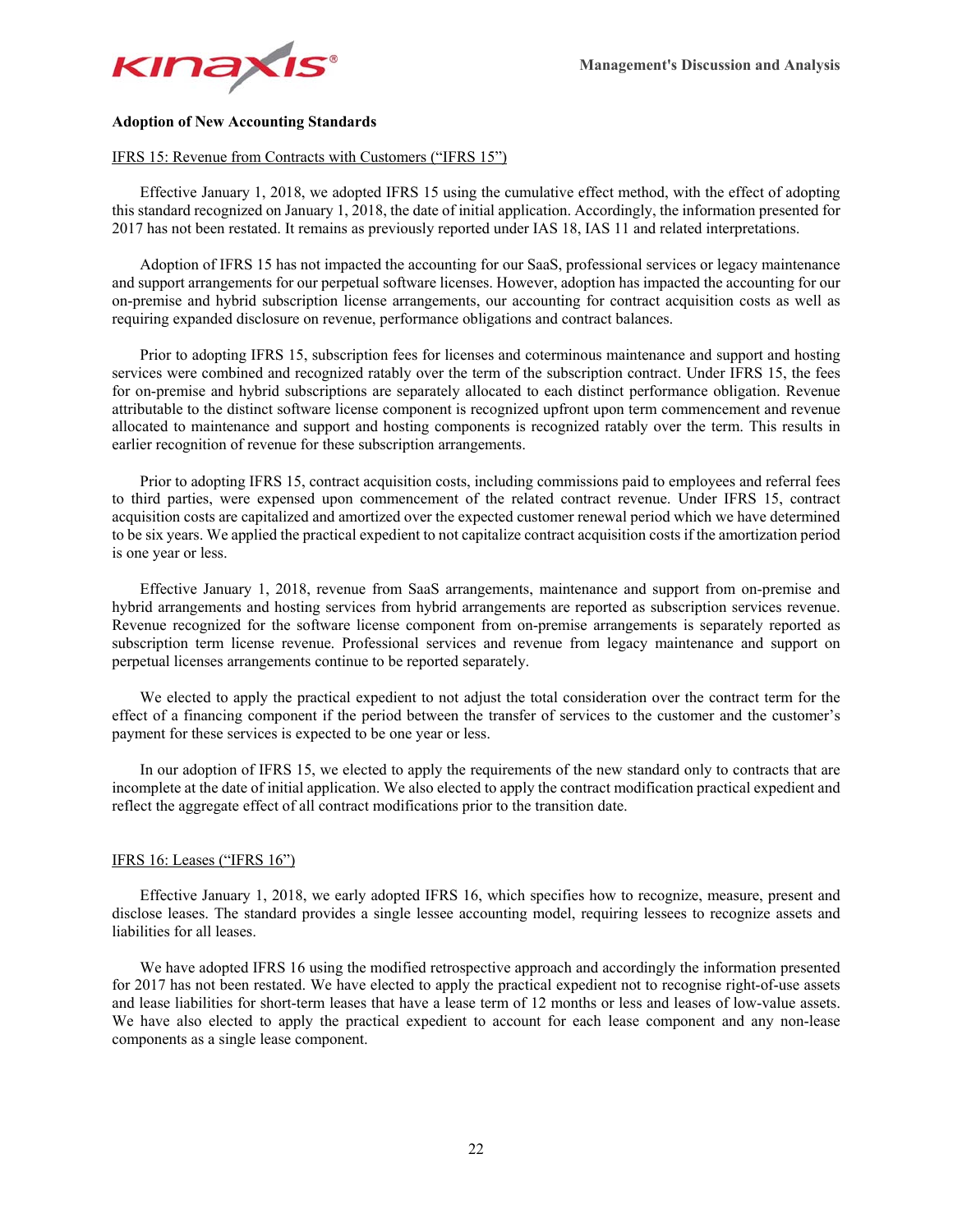### Adoption of New Accounting Standards

IFRS 15: Revenue from Contracts with Customers (“IFRS 15”)

Effective January 1, 2018, we adopted IFRS 15 using the cumulative effect method, with the effect of adopting this standard recognized on January 1, 2018, the date of initial application. Accordingly, the information presented for 2017 has not been restated. It remains as previously reported under IAS 18, IAS 11 and related interpretations.

Adoption of IFRS 15 has not impacted the accounting for our SaaS, professional services or legacy maintenance and support arrangements for our perpetual software licenses. However, adoption has impacted the accounting for our on-premise and hybrid subscription license arrangements, our accounting for contract acquisition costs as well as requiring expanded disclosure on revenue, performance obligations and contract balances.

Prior to adopting IFRS 15, subscription fees for licenses and coterminous maintenance and support and hosting services were combined and recognized ratably over the term of the subscription contract. Under IFRS 15, the fees for on-premise and hybrid subscriptions are separately allocated to each distinct performance obligation. Revenue attributable to the distinct software license component is recognized upfront upon term commencement and revenue allocated to maintenance and support and hosting components is recognized ratably over the term. This results in earlier recognition of revenue for these subscription arrangements.

Prior to adopting IFRS 15, contract acquisition costs, including commissions paid to employees and referral fees to third parties, were expensed upon commencement of the related contract revenue. Under IFRS 15, contract acquisition costs are capitalized and amortized over the expected customer renewal period which we have determined to be six years. We applied the practical expedient to not capitalize contract acquisition costs if the amortization period is one year or less.

Effective January 1, 2018, revenue from SaaS arrangements, maintenance and support from on-premise and hybrid arrangements and hosting services from hybrid arrangements are reported as subscription services revenue. Revenue recognized for the software license component from on-premise arrangements is separately reported as subscription term license revenue. Professional services and revenue from legacy maintenance and support on perpetual licenses arrangements continue to be reported separately.

We elected to apply the practical expedient to not adjust the total consideration over the contract term for the effect of a financing component if the period between the transfer of services to the customer and the customer’s payment for these services is expected to be one year or less.

In our adoption of IFRS 15, we elected to apply the requirements of the new standard only to contracts that are incomplete at the date of initial application. We also elected to apply the contract modification practical expedient and reflect the aggregate effect of all contract modifications prior to the transition date.

IFRS 16: Leases (“IFRS 16”)

Effective January 1, 2018, we early adopted IFRS 16, which specifies how to recognize, measure, present and disclose leases. The standard provides a single lessee accounting model, requiring lessees to recognize assets and liabilities for all leases.

We have adopted IFRS 16 using the modified retrospective approach and accordingly the information presented for 2017 has not been restated. We have elected to apply the practical expedient not to recognise right-of-use assets and lease liabilities for short-term leases that have a lease term of 12 months or less and leases of low-value assets. We have also elected to apply the practical expedient to account for each lease component and any non-lease components as a single lease component.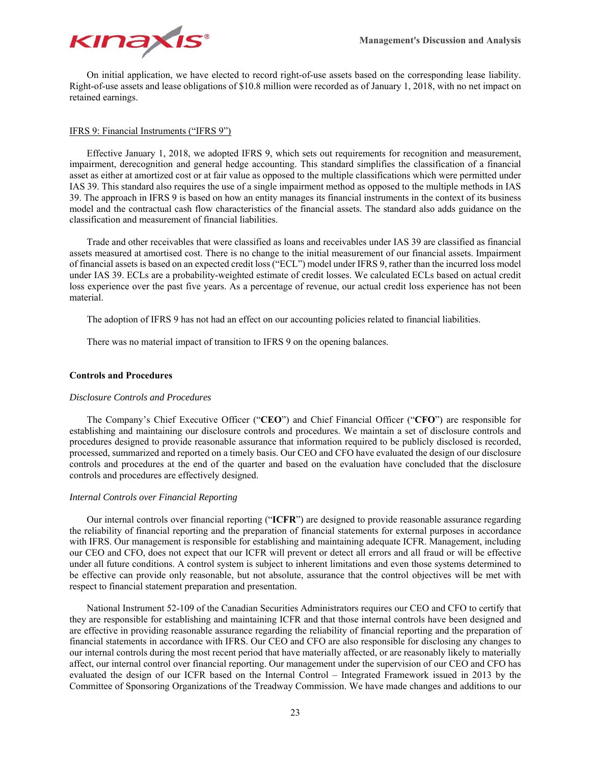On initial application, we have elected to record right-of-use assets based on the corresponding lease liability. Right-of-use assets and lease obligations of $10.8 million were recorded as of January 1, 2018, with no net impact on retained earnings.

IFRS 9: Financial Instruments (“IFRS 9”)

Effective January 1, 2018, we adopted IFRS 9, which sets out requirements for recognition and measurement, impairment, derecognition and general hedge accounting. This standard simplifies the classification of a financial asset as either at amortized cost or at fair value as opposed to the multiple classifications which were permitted under IAS 39. This standard also requires the use of a single impairment method as opposed to the multiple methods in IAS 39. The approach in IFRS 9 is based on how an entity manages its financial instruments in the context of its business model and the contractual cash flow characteristics of the financial assets. The standard also adds guidance on the classification and measurement of financial liabilities.

Trade and other receivables that were classified as loans and receivables under IAS 39 are classified as financial assets measured at amortised cost. There is no change to the initial measurement of our financial assets. Impairment of financial assets is based on an expected credit loss (“ECL”) model under IFRS 9, rather than the incurred loss model under IAS 39. ECLs are a probability-weighted estimate of credit losses. We calculated ECLs based on actual credit loss experience over the past five years. As a percentage of revenue, our actual credit loss experience has not been material.

The adoption of IFRS 9 has not had an effect on our accounting policies related to financial liabilities.

There was no material impact of transition to IFRS 9 on the opening balances.

### Controls and Procedures

*Disclosure Controls and Procedures*

The Company’s Chief Executive Officer (“**CEO**”) and Chief Financial Officer (“**CFO**”) are responsible for establishing and maintaining our disclosure controls and procedures. We maintain a set of disclosure controls and procedures designed to provide reasonable assurance that information required to be publicly disclosed is recorded, processed, summarized and reported on a timely basis. Our CEO and CFO have evaluated the design of our disclosure controls and procedures at the end of the quarter and based on the evaluation have concluded that the disclosure controls and procedures are effectively designed.

*Internal Controls over Financial Reporting*

Our internal controls over financial reporting (“**ICFR**”) are designed to provide reasonable assurance regarding the reliability of financial reporting and the preparation of financial statements for external purposes in accordance with IFRS. Our management is responsible for establishing and maintaining adequate ICFR. Management, including our CEO and CFO, does not expect that our ICFR will prevent or detect all errors and all fraud or will be effective under all future conditions. A control system is subject to inherent limitations and even those systems determined to be effective can provide only reasonable, but not absolute, assurance that the control objectives will be met with respect to financial statement preparation and presentation.

National Instrument 52-109 of the Canadian Securities Administrators requires our CEO and CFO to certify that they are responsible for establishing and maintaining ICFR and that those internal controls have been designed and are effective in providing reasonable assurance regarding the reliability of financial reporting and the preparation of financial statements in accordance with IFRS. Our CEO and CFO are also responsible for disclosing any changes to our internal controls during the most recent period that have materially affected, or are reasonably likely to materially affect, our internal control over financial reporting. Our management under the supervision of our CEO and CFO has evaluated the design of our ICFR based on the Internal Control – Integrated Framework issued in 2013 by the Committee of Sponsoring Organizations of the Treadway Commission. We have made changes and additions to our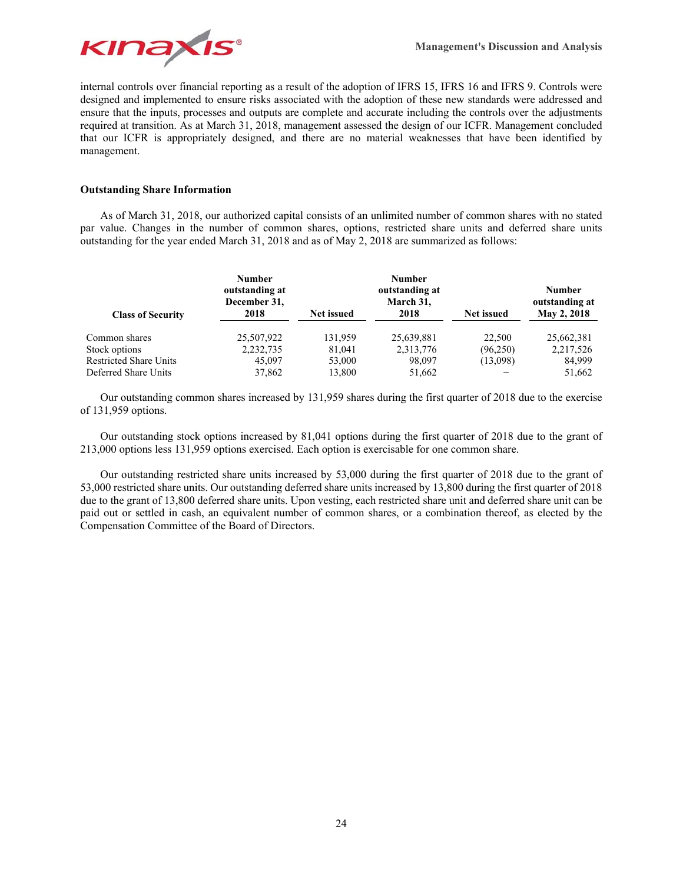internal controls over financial reporting as a result of the adoption of IFRS 15, IFRS 16 and IFRS 9. Controls were designed and implemented to ensure risks associated with the adoption of these new standards were addressed and ensure that the inputs, processes and outputs are complete and accurate including the controls over the adjustments required at transition. As at March 31, 2018, management assessed the design of our ICFR. Management concluded that our ICFR is appropriately designed, and there are no material weaknesses that have been identified by management.

**Outstanding Share Information**

As of March 31, 2018, our authorized capital consists of an unlimited number of common shares with no stated par value. Changes in the number of common shares, options, restricted share units and deferred share units outstanding for the year ended March 31, 2018 and as of May 2, 2018 are summarized as follows:

| Class of Security | Number outstanding at December 31, 2018 | Net issued | Number outstanding at March 31, 2018 | Net issued | Number outstanding at May 2, 2018 |
|---|---|---|---|---|---|
| Common shares | 25,507,922 | 131,959 | 25,639,881 | 22,500 | 25,662,381 |
| Stock options | 2,232,735 | 81,041 | 2,313,776 | (96,250) | 2,217,526 |
| Restricted Share Units | 45,097 | 53,000 | 98,097 | (13,098) | 84,999 |
| Deferred Share Units | 37,862 | 13,800 | 51,662 | – | 51,662 |

Our outstanding common shares increased by 131,959 shares during the first quarter of 2018 due to the exercise of 131,959 options.

Our outstanding stock options increased by 81,041 options during the first quarter of 2018 due to the grant of 213,000 options less 131,959 options exercised. Each option is exercisable for one common share.

Our outstanding restricted share units increased by 53,000 during the first quarter of 2018 due to the grant of 53,000 restricted share units. Our outstanding deferred share units increased by 13,800 during the first quarter of 2018 due to the grant of 13,800 deferred share units. Upon vesting, each restricted share unit and deferred share unit can be paid out or settled in cash, an equivalent number of common shares, or a combination thereof, as elected by the Compensation Committee of the Board of Directors.